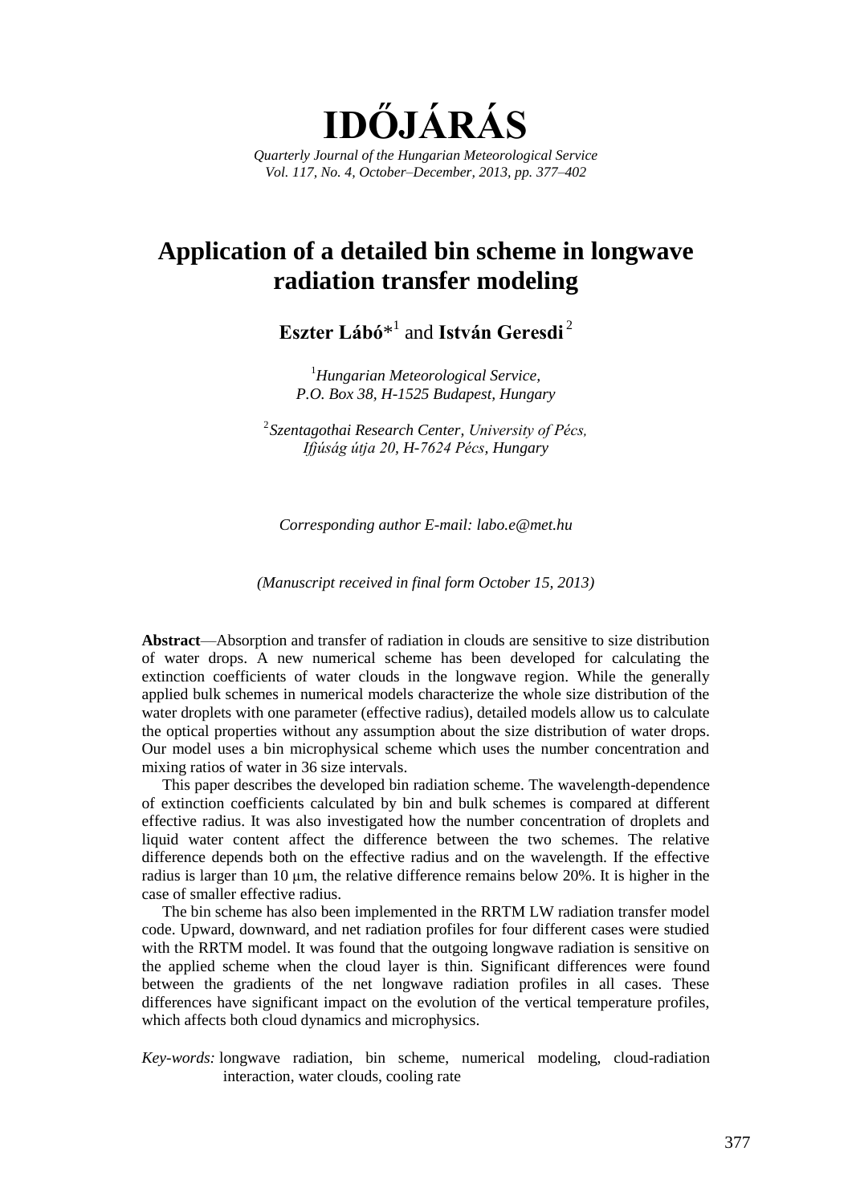# IDŐJÁRÁS

*Quarterly Journal of the Hungarian Meteorological Service*
*Vol. 117, No. 4, October–December, 2013, pp. 377–402*

## Application of a detailed bin scheme in longwave radiation transfer modeling

**Eszter Lábó**\*[1] and **István Geresdi**[2]

[1] *Hungarian Meteorological Service, P.O. Box 38, H-1525 Budapest, Hungary*

[2] *Szentagothai Research Center, University of Pécs, Ifjúság útja 20, H-7624 Pécs, Hungary*

*Corresponding author E-mail: labo.e@met.hu*

*(Manuscript received in final form October 15, 2013)*

**Abstract**—Absorption and transfer of radiation in clouds are sensitive to size distribution of water drops. A new numerical scheme has been developed for calculating the extinction coefficients of water clouds in the longwave region. While the generally applied bulk schemes in numerical models characterize the whole size distribution of the water droplets with one parameter (effective radius), detailed models allow us to calculate the optical properties without any assumption about the size distribution of water drops. Our model uses a bin microphysical scheme which uses the number concentration and mixing ratios of water in 36 size intervals.

This paper describes the developed bin radiation scheme. The wavelength-dependence of extinction coefficients calculated by bin and bulk schemes is compared at different effective radius. It was also investigated how the number concentration of droplets and liquid water content affect the difference between the two schemes. The relative difference depends both on the effective radius and on the wavelength. If the effective radius is larger than 10 μm, the relative difference remains below 20%. It is higher in the case of smaller effective radius.

The bin scheme has also been implemented in the RRTM LW radiation transfer model code. Upward, downward, and net radiation profiles for four different cases were studied with the RRTM model. It was found that the outgoing longwave radiation is sensitive on the applied scheme when the cloud layer is thin. Significant differences were found between the gradients of the net longwave radiation profiles in all cases. These differences have significant impact on the evolution of the vertical temperature profiles, which affects both cloud dynamics and microphysics.

*Key-words:* longwave radiation, bin scheme, numerical modeling, cloud-radiation interaction, water clouds, cooling rate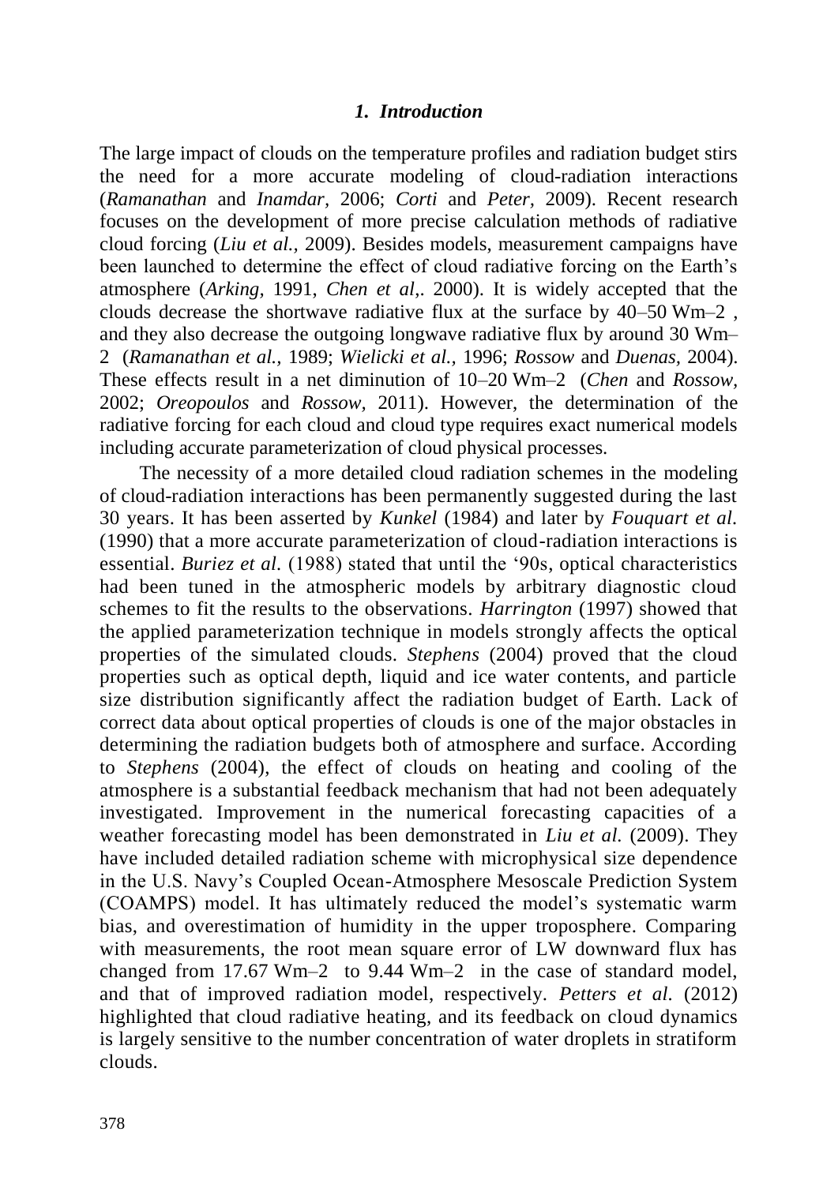## *1. Introduction*

The large impact of clouds on the temperature profiles and radiation budget stirs the need for a more accurate modeling of cloud-radiation interactions (*Ramanathan* and *Inamdar*, 2006; *Corti* and *Peter*, 2009). Recent research focuses on the development of more precise calculation methods of radiative cloud forcing (*Liu et al.*, 2009). Besides models, measurement campaigns have been launched to determine the effect of cloud radiative forcing on the Earth's atmosphere (*Arking,* 1991, *Chen et al*,. 2000). It is widely accepted that the clouds decrease the shortwave radiative flux at the surface by 40–50 $Wm^{-2}$, and they also decrease the outgoing longwave radiative flux by around 30 $Wm^{-2}$ (*Ramanathan et al.*, 1989; *Wielicki et al.*, 1996; *Rossow* and *Duenas*, 2004). These effects result in a net diminution of 10–20 $Wm^{-2}$ (*Chen* and *Rossow*, 2002; *Oreopoulos* and *Rossow*, 2011). However, the determination of the radiative forcing for each cloud and cloud type requires exact numerical models including accurate parameterization of cloud physical processes.

The necessity of a more detailed cloud radiation schemes in the modeling of cloud-radiation interactions has been permanently suggested during the last 30 years. It has been asserted by *Kunkel* (1984) and later by *Fouquart et al.* (1990) that a more accurate parameterization of cloud-radiation interactions is essential. *Buriez et al.* (1988) stated that until the '90s, optical characteristics had been tuned in the atmospheric models by arbitrary diagnostic cloud schemes to fit the results to the observations. *Harrington* (1997) showed that the applied parameterization technique in models strongly affects the optical properties of the simulated clouds. *Stephens* (2004) proved that the cloud properties such as optical depth, liquid and ice water contents, and particle size distribution significantly affect the radiation budget of Earth. Lack of correct data about optical properties of clouds is one of the major obstacles in determining the radiation budgets both of atmosphere and surface. According to *Stephens* (2004), the effect of clouds on heating and cooling of the atmosphere is a substantial feedback mechanism that had not been adequately investigated. Improvement in the numerical forecasting capacities of a weather forecasting model has been demonstrated in *Liu et al.* (2009). They have included detailed radiation scheme with microphysical size dependence in the U.S. Navy's Coupled Ocean-Atmosphere Mesoscale Prediction System (COAMPS) model. It has ultimately reduced the model's systematic warm bias, and overestimation of humidity in the upper troposphere. Comparing with measurements, the root mean square error of LW downward flux has changed from 17.67 $Wm^{-2}$ to 9.44 $Wm^{-2}$ in the case of standard model, and that of improved radiation model, respectively. *Petters et al.* (2012) highlighted that cloud radiative heating, and its feedback on cloud dynamics is largely sensitive to the number concentration of water droplets in stratiform clouds.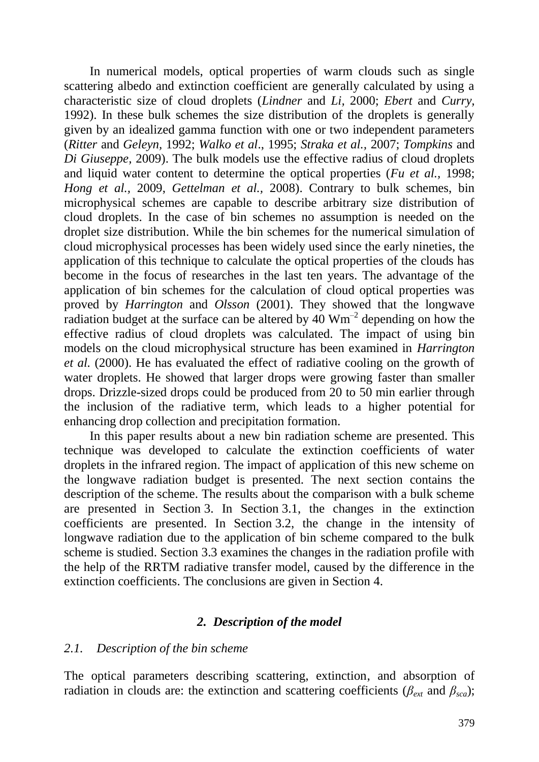In numerical models, optical properties of warm clouds such as single scattering albedo and extinction coefficient are generally calculated by using a characteristic size of cloud droplets (*Lindner* and *Li,* 2000; *Ebert* and *Curry,* 1992). In these bulk schemes the size distribution of the droplets is generally given by an idealized gamma function with one or two independent parameters (*Ritter* and *Geleyn,* 1992; *Walko et al*., 1995; *Straka et al.*, 2007; *Tompkins* and *Di Giuseppe,* 2009). The bulk models use the effective radius of cloud droplets and liquid water content to determine the optical properties (*Fu et al.,* 1998; *Hong et al.,* 2009, *Gettelman et al.,* 2008). Contrary to bulk schemes, bin microphysical schemes are capable to describe arbitrary size distribution of cloud droplets. In the case of bin schemes no assumption is needed on the droplet size distribution. While the bin schemes for the numerical simulation of cloud microphysical processes has been widely used since the early nineties, the application of this technique to calculate the optical properties of the clouds has become in the focus of researches in the last ten years. The advantage of the application of bin schemes for the calculation of cloud optical properties was proved by *Harrington* and *Olsson* (2001). They showed that the longwave radiation budget at the surface can be altered by 40 $Wm^{-2}$ depending on how the effective radius of cloud droplets was calculated. The impact of using bin models on the cloud microphysical structure has been examined in *Harrington et al.* (2000). He has evaluated the effect of radiative cooling on the growth of water droplets. He showed that larger drops were growing faster than smaller drops. Drizzle-sized drops could be produced from 20 to 50 min earlier through the inclusion of the radiative term, which leads to a higher potential for enhancing drop collection and precipitation formation.

In this paper results about a new bin radiation scheme are presented. This technique was developed to calculate the extinction coefficients of water droplets in the infrared region. The impact of application of this new scheme on the longwave radiation budget is presented. The next section contains the description of the scheme. The results about the comparison with a bulk scheme are presented in Section 3. In Section 3.1, the changes in the extinction coefficients are presented. In Section 3.2, the change in the intensity of longwave radiation due to the application of bin scheme compared to the bulk scheme is studied. Section 3.3 examines the changes in the radiation profile with the help of the RRTM radiative transfer model, caused by the difference in the extinction coefficients. The conclusions are given in Section 4.

## *2. Description of the model*

### *2.1. Description of the bin scheme*

The optical parameters describing scattering, extinction, and absorption of radiation in clouds are: the extinction and scattering coefficients ($\beta_{ext}$ and $\beta_{sca}$);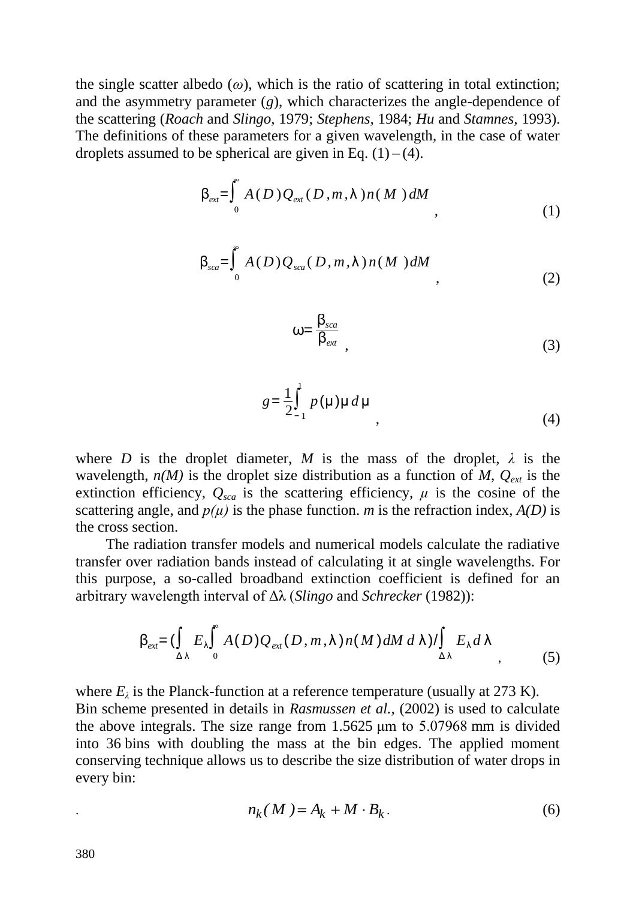the single scatter albedo ($\omega$), which is the ratio of scattering in total extinction; and the asymmetry parameter ($g$), which characterizes the angle-dependence of the scattering (*Roach* and *Slingo*, 1979; *Stephens*, 1984; *Hu* and *Stamnes*, 1993). The definitions of these parameters for a given wavelength, in the case of water droplets assumed to be spherical are given in Eq. (1) – (4).

$$\beta_{ext} = \int_0^\infty A(D) Q_{ext}(D, m, \lambda) n(M)\, dM \quad , \tag{1}$$

$$\beta_{sca} = \int_0^\infty A(D) Q_{sca}(D, m, \lambda) n(M)\, dM \quad , \tag{2}$$

$$\omega = \frac{\beta_{sca}}{\beta_{ext}} \quad , \tag{3}$$

$$g = \frac{1}{2} \int_{-1}^{1} p(\mu) \mu\, d\mu \quad , \tag{4}$$

where $D$ is the droplet diameter, $M$ is the mass of the droplet, $\lambda$ is the wavelength, $n(M)$ is the droplet size distribution as a function of $M$, $Q_{ext}$ is the extinction efficiency, $Q_{sca}$ is the scattering efficiency, $\mu$ is the cosine of the scattering angle, and $p(\mu)$ is the phase function. $m$ is the refraction index, $A(D)$ is the cross section.

The radiation transfer models and numerical models calculate the radiative transfer over radiation bands instead of calculating it at single wavelengths. For this purpose, a so-called broadband extinction coefficient is defined for an arbitrary wavelength interval of $\Delta\lambda$ (*Slingo* and *Schrecker* (1982)):

$$\beta_{ext} = \left( \int_{\Delta\lambda} E_\lambda \int_0^\infty A(D) Q_{ext}(D, m, \lambda) n(M)\, dM\, d\lambda \right) / \int_{\Delta\lambda} E_\lambda\, d\lambda \quad , \tag{5}$$

where $E_\lambda$ is the Planck-function at a reference temperature (usually at 273 K). Bin scheme presented in details in *Rasmussen et al.*, (2002) is used to calculate the above integrals. The size range from 1.5625 μm to 5.07968 mm is divided into 36 bins with doubling the mass at the bin edges. The applied moment conserving technique allows us to describe the size distribution of water drops in every bin:

$$n_k(M) = A_k + M \cdot B_k \, . \tag{6}$$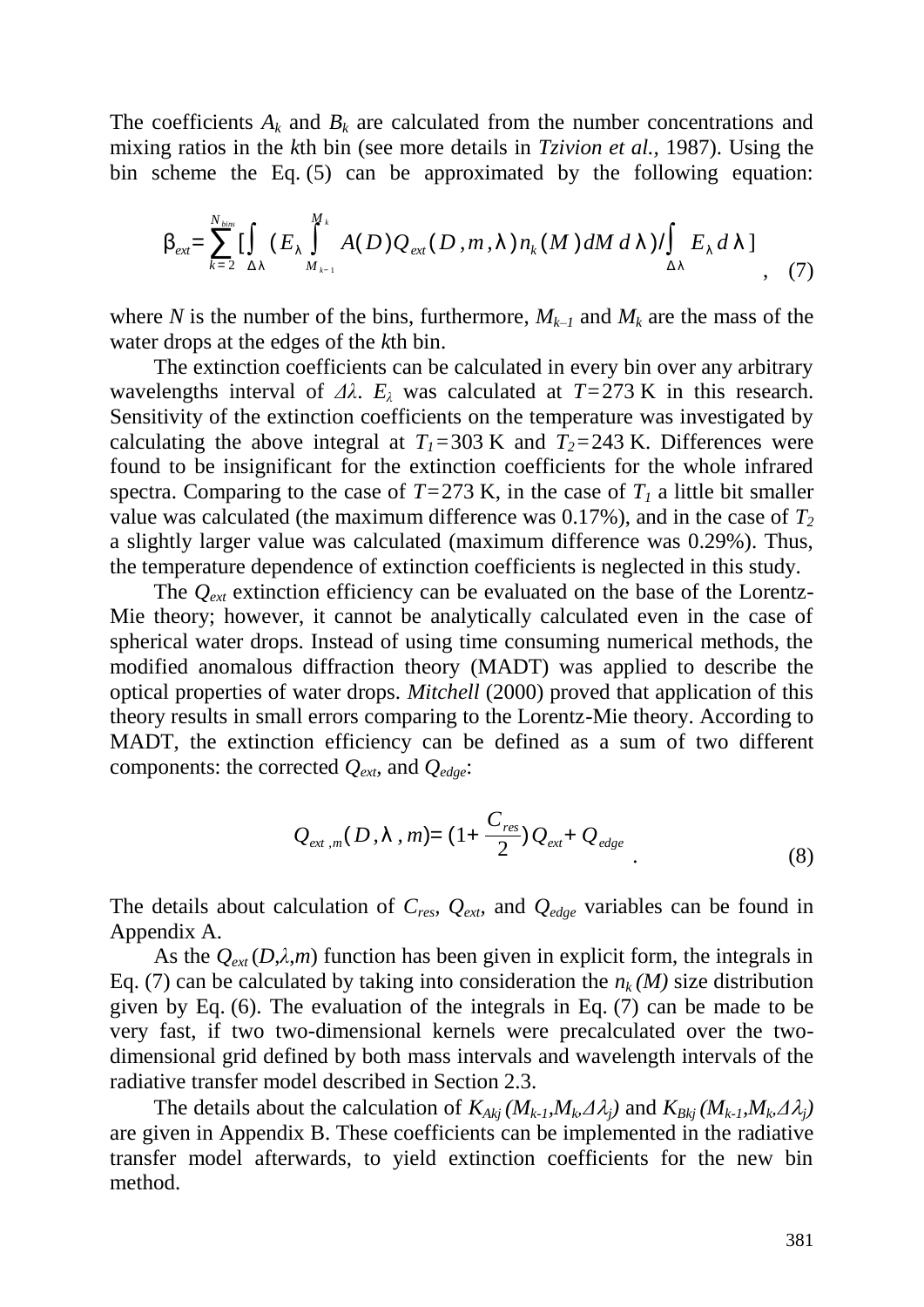The coefficients $A_k$ and $B_k$ are calculated from the number concentrations and mixing ratios in the $k$th bin (see more details in *Tzivion et al.*, 1987). Using the bin scheme the Eq. (5) can be approximated by the following equation:

$$\beta_{ext} = \sum_{k=2}^{N_{bins}} \left[ \int_{\Delta\lambda} \left( E_\lambda \int_{M_{k-1}}^{M_k} A(D) Q_{ext}(D, m, \lambda) n_k(M) \, dM \, d\lambda \right) / \int_{\Delta\lambda} E_\lambda \, d\lambda \right] , \quad (7)$$

where $N$ is the number of the bins, furthermore, $M_{k-1}$ and $M_k$ are the mass of the water drops at the edges of the $k$th bin.

The extinction coefficients can be calculated in every bin over any arbitrary wavelengths interval of $\Delta\lambda$. $E_\lambda$ was calculated at $T=273$ K in this research. Sensitivity of the extinction coefficients on the temperature was investigated by calculating the above integral at $T_1=303$ K and $T_2=243$ K. Differences were found to be insignificant for the extinction coefficients for the whole infrared spectra. Comparing to the case of $T=273$ K, in the case of $T_1$ a little bit smaller value was calculated (the maximum difference was 0.17%), and in the case of $T_2$ a slightly larger value was calculated (maximum difference was 0.29%). Thus, the temperature dependence of extinction coefficients is neglected in this study.

The $Q_{ext}$ extinction efficiency can be evaluated on the base of the Lorentz-Mie theory; however, it cannot be analytically calculated even in the case of spherical water drops. Instead of using time consuming numerical methods, the modified anomalous diffraction theory (MADT) was applied to describe the optical properties of water drops. *Mitchell* (2000) proved that application of this theory results in small errors comparing to the Lorentz-Mie theory. According to MADT, the extinction efficiency can be defined as a sum of two different components: the corrected $Q_{ext}$, and $Q_{edge}$:

$$Q_{ext,m}(D, \lambda, m) = \left(1 + \frac{C_{res}}{2}\right) Q_{ext} + Q_{edge} . \quad (8)$$

The details about calculation of $C_{res}$, $Q_{ext}$, and $Q_{edge}$ variables can be found in Appendix A.

As the $Q_{ext}(D,\lambda,m)$ function has been given in explicit form, the integrals in Eq. (7) can be calculated by taking into consideration the $n_k(M)$ size distribution given by Eq. (6). The evaluation of the integrals in Eq. (7) can be made to be very fast, if two two-dimensional kernels were precalculated over the two-dimensional grid defined by both mass intervals and wavelength intervals of the radiative transfer model described in Section 2.3.

The details about the calculation of $K_{Akj}(M_{k-1}, M_k, \Delta\lambda_j)$ and $K_{Bkj}(M_{k-1}, M_k, \Delta\lambda_j)$ are given in Appendix B. These coefficients can be implemented in the radiative transfer model afterwards, to yield extinction coefficients for the new bin method.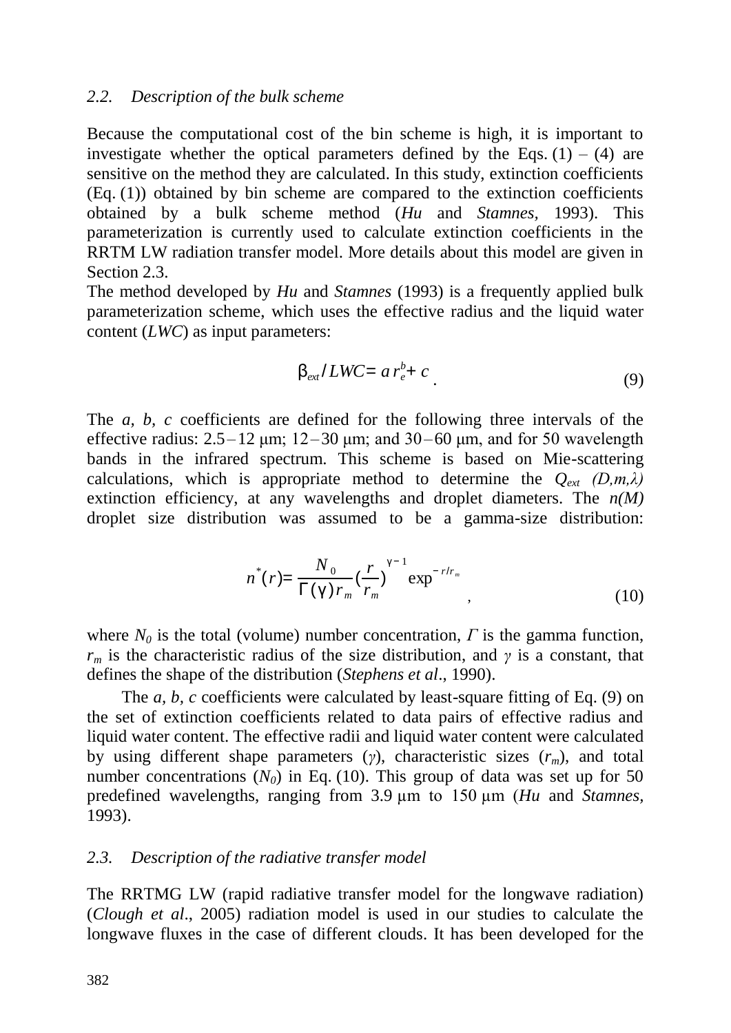### 2.2. *Description of the bulk scheme*

Because the computational cost of the bin scheme is high, it is important to investigate whether the optical parameters defined by the Eqs. (1) – (4) are sensitive on the method they are calculated. In this study, extinction coefficients (Eq. (1)) obtained by bin scheme are compared to the extinction coefficients obtained by a bulk scheme method (*Hu* and *Stamnes*, 1993). This parameterization is currently used to calculate extinction coefficients in the RRTM LW radiation transfer model. More details about this model are given in Section 2.3.

The method developed by *Hu* and *Stamnes* (1993) is a frequently applied bulk parameterization scheme, which uses the effective radius and the liquid water content (*LWC*) as input parameters:

$$\beta_{ext}/LWC = a\,r_e^b + c \;. \tag{9}$$

The *a, b, c* coefficients are defined for the following three intervals of the effective radius: 2.5 – 12 μm; 12 – 30 μm; and 30 – 60 μm, and for 50 wavelength bands in the infrared spectrum. This scheme is based on Mie-scattering calculations, which is appropriate method to determine the $Q_{ext}$ $(D,m,\lambda)$ extinction efficiency, at any wavelengths and droplet diameters. The $n(M)$ droplet size distribution was assumed to be a gamma-size distribution:

$$n^*(r) = \frac{N_0}{\Gamma(\gamma)\, r_m}\left(\frac{r}{r_m}\right)^{\gamma-1} \exp^{-r/r_m} \;, \tag{10}$$

where $N_0$ is the total (volume) number concentration, $\Gamma$ is the gamma function, $r_m$ is the characteristic radius of the size distribution, and $\gamma$ is a constant, that defines the shape of the distribution (*Stephens et al*., 1990).

The *a, b, c* coefficients were calculated by least-square fitting of Eq. (9) on the set of extinction coefficients related to data pairs of effective radius and liquid water content. The effective radii and liquid water content were calculated by using different shape parameters ($\gamma$), characteristic sizes ($r_m$), and total number concentrations ($N_0$) in Eq. (10). This group of data was set up for 50 predefined wavelengths, ranging from 3.9 μm to 150 μm (*Hu* and *Stamnes,* 1993).

### 2.3. *Description of the radiative transfer model*

The RRTMG LW (rapid radiative transfer model for the longwave radiation) (*Clough et al*., 2005) radiation model is used in our studies to calculate the longwave fluxes in the case of different clouds. It has been developed for the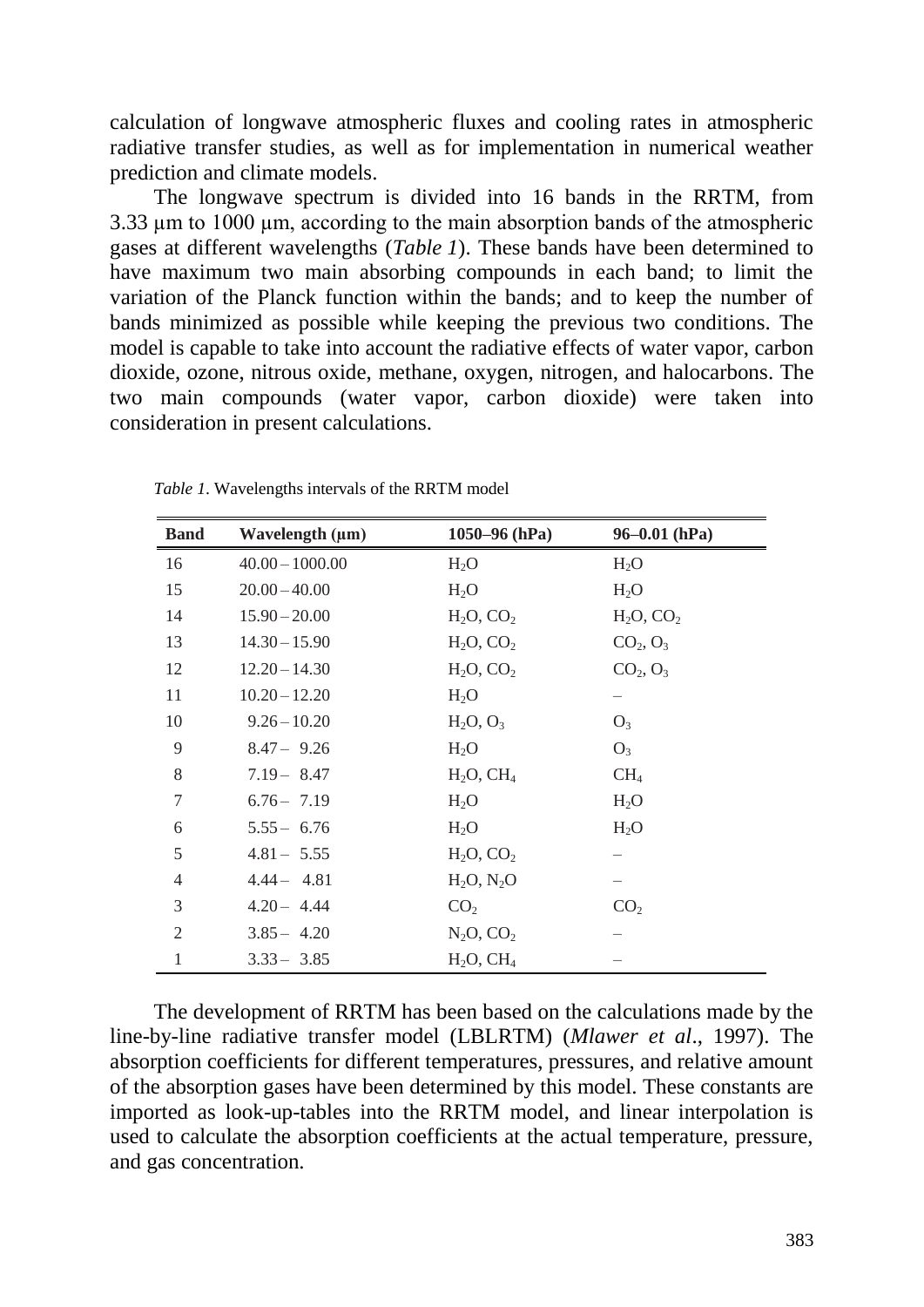calculation of longwave atmospheric fluxes and cooling rates in atmospheric radiative transfer studies, as well as for implementation in numerical weather prediction and climate models.

The longwave spectrum is divided into 16 bands in the RRTM, from 3.33 μm to 1000 μm, according to the main absorption bands of the atmospheric gases at different wavelengths (*Table 1*). These bands have been determined to have maximum two main absorbing compounds in each band; to limit the variation of the Planck function within the bands; and to keep the number of bands minimized as possible while keeping the previous two conditions. The model is capable to take into account the radiative effects of water vapor, carbon dioxide, ozone, nitrous oxide, methane, oxygen, nitrogen, and halocarbons. The two main compounds (water vapor, carbon dioxide) were taken into consideration in present calculations.

*Table 1*. Wavelengths intervals of the RRTM model

| Band | Wavelength (μm) | 1050–96 (hPa) | 96–0.01 (hPa) |
|---|---|---|---|
| 16 | 40.00 – 1000.00 | $H_2O$ | $H_2O$ |
| 15 | 20.00 – 40.00 | $H_2O$ | $H_2O$ |
| 14 | 15.90 – 20.00 | $H_2O$, $CO_2$ | $H_2O$, $CO_2$ |
| 13 | 14.30 – 15.90 | $H_2O$, $CO_2$ | $CO_2$, $O_3$ |
| 12 | 12.20 – 14.30 | $H_2O$, $CO_2$ | $CO_2$, $O_3$ |
| 11 | 10.20 – 12.20 | $H_2O$ | – |
| 10 | 9.26 – 10.20 | $H_2O$, $O_3$ | $O_3$ |
| 9 | 8.47 – 9.26 | $H_2O$ | $O_3$ |
| 8 | 7.19 – 8.47 | $H_2O$, $CH_4$ | $CH_4$ |
| 7 | 6.76 – 7.19 | $H_2O$ | $H_2O$ |
| 6 | 5.55 – 6.76 | $H_2O$ | $H_2O$ |
| 5 | 4.81 – 5.55 | $H_2O$, $CO_2$ | – |
| 4 | 4.44 – 4.81 | $H_2O$, $N_2O$ | – |
| 3 | 4.20 – 4.44 | $CO_2$ | $CO_2$ |
| 2 | 3.85 – 4.20 | $N_2O$, $CO_2$ | – |
| 1 | 3.33 – 3.85 | $H_2O$, $CH_4$ | – |

The development of RRTM has been based on the calculations made by the line-by-line radiative transfer model (LBLRTM) (*Mlawer et al*., 1997). The absorption coefficients for different temperatures, pressures, and relative amount of the absorption gases have been determined by this model. These constants are imported as look-up-tables into the RRTM model, and linear interpolation is used to calculate the absorption coefficients at the actual temperature, pressure, and gas concentration.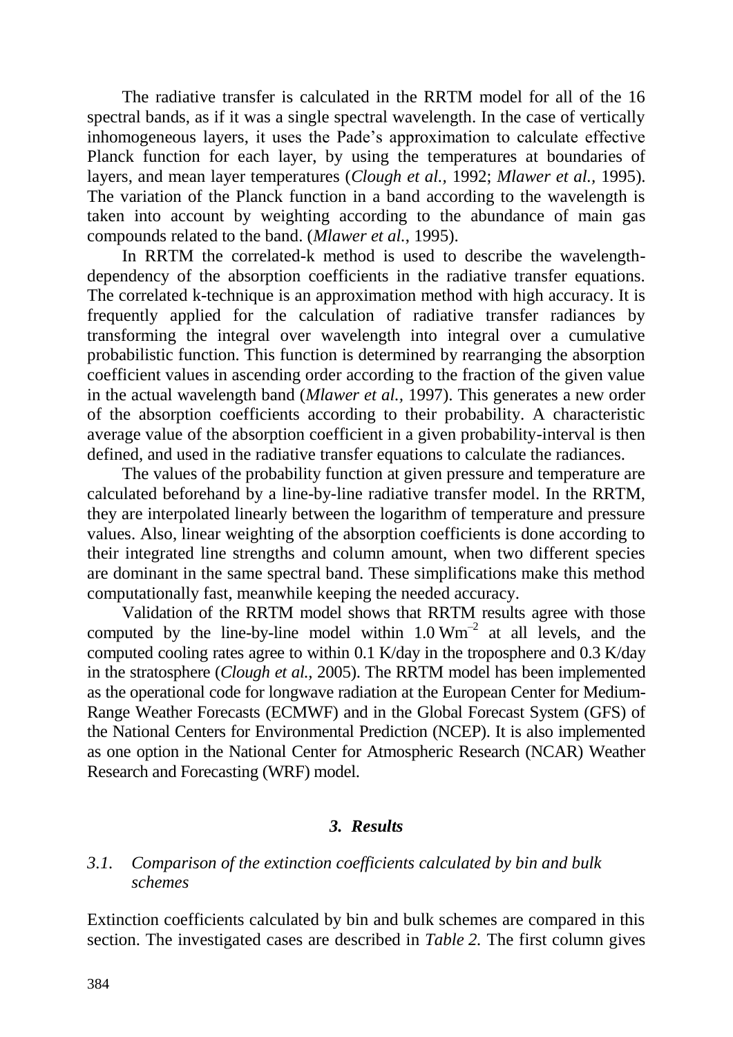The radiative transfer is calculated in the RRTM model for all of the 16 spectral bands, as if it was a single spectral wavelength. In the case of vertically inhomogeneous layers, it uses the Pade's approximation to calculate effective Planck function for each layer, by using the temperatures at boundaries of layers, and mean layer temperatures (*Clough et al.*, 1992; *Mlawer et al.*, 1995). The variation of the Planck function in a band according to the wavelength is taken into account by weighting according to the abundance of main gas compounds related to the band. (*Mlawer et al.*, 1995).

In RRTM the correlated-k method is used to describe the wavelength-dependency of the absorption coefficients in the radiative transfer equations. The correlated k-technique is an approximation method with high accuracy. It is frequently applied for the calculation of radiative transfer radiances by transforming the integral over wavelength into integral over a cumulative probabilistic function. This function is determined by rearranging the absorption coefficient values in ascending order according to the fraction of the given value in the actual wavelength band (*Mlawer et al.*, 1997). This generates a new order of the absorption coefficients according to their probability. A characteristic average value of the absorption coefficient in a given probability-interval is then defined, and used in the radiative transfer equations to calculate the radiances.

The values of the probability function at given pressure and temperature are calculated beforehand by a line-by-line radiative transfer model. In the RRTM, they are interpolated linearly between the logarithm of temperature and pressure values. Also, linear weighting of the absorption coefficients is done according to their integrated line strengths and column amount, when two different species are dominant in the same spectral band. These simplifications make this method computationally fast, meanwhile keeping the needed accuracy.

Validation of the RRTM model shows that RRTM results agree with those computed by the line-by-line model within 1.0 $Wm^{-2}$ at all levels, and the computed cooling rates agree to within 0.1 K/day in the troposphere and 0.3 K/day in the stratosphere (*Clough et al.*, 2005). The RRTM model has been implemented as the operational code for longwave radiation at the European Center for Medium-Range Weather Forecasts (ECMWF) and in the Global Forecast System (GFS) of the National Centers for Environmental Prediction (NCEP). It is also implemented as one option in the National Center for Atmospheric Research (NCAR) Weather Research and Forecasting (WRF) model.

## *3. Results*

### *3.1. Comparison of the extinction coefficients calculated by bin and bulk schemes*

Extinction coefficients calculated by bin and bulk schemes are compared in this section. The investigated cases are described in *Table 2*. The first column gives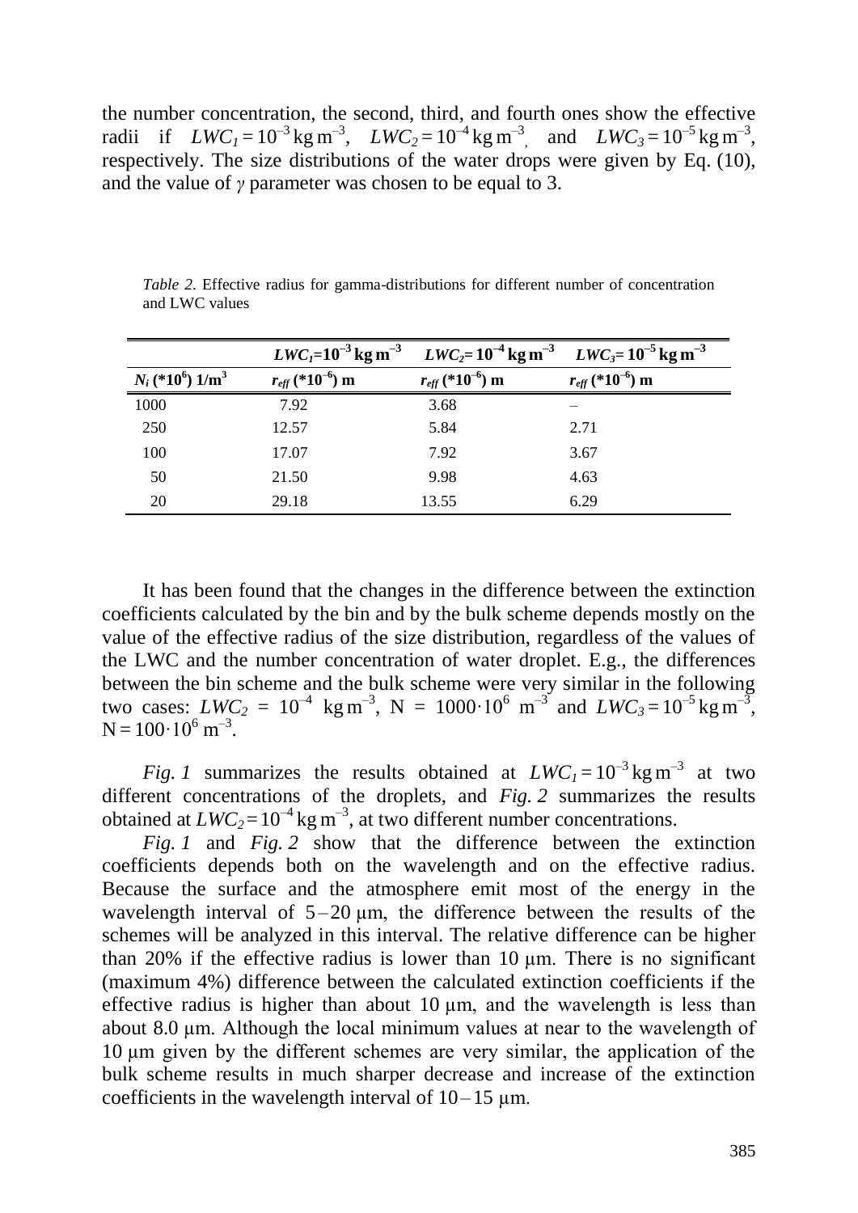the number concentration, the second, third, and fourth ones show the effective radii if $LWC_1 = 10^{-3}\,\mathrm{kg\,m^{-3}}$, $LWC_2 = 10^{-4}\,\mathrm{kg\,m^{-3}}$, and $LWC_3 = 10^{-5}\,\mathrm{kg\,m^{-3}}$, respectively. The size distributions of the water drops were given by Eq. (10), and the value of $\gamma$ parameter was chosen to be equal to 3.

*Table 2*. Effective radius for gamma-distributions for different number of concentration and LWC values

| | $LWC_1$=$10^{-3}$ kg m$^{-3}$ | $LWC_2$= $10^{-4}$ kg m$^{-3}$ | $LWC_3$= $10^{-5}$ kg m$^{-3}$ |
|---|---|---|---|
| $N_i$ (*$10^6$) 1/m$^3$ | $r_{eff}$ (*$10^{-6}$) m | $r_{eff}$ (*$10^{-6}$) m | $r_{eff}$ (*$10^{-6}$) m |
| 1000 | 7.92 | 3.68 | – |
| 250 | 12.57 | 5.84 | 2.71 |
| 100 | 17.07 | 7.92 | 3.67 |
| 50 | 21.50 | 9.98 | 4.63 |
| 20 | 29.18 | 13.55 | 6.29 |

It has been found that the changes in the difference between the extinction coefficients calculated by the bin and by the bulk scheme depends mostly on the value of the effective radius of the size distribution, regardless of the values of the LWC and the number concentration of water droplet. E.g., the differences between the bin scheme and the bulk scheme were very similar in the following two cases: $LWC_2 = 10^{-4}\,\mathrm{kg\,m^{-3}}$, $N = 1000\cdot10^6\,\mathrm{m^{-3}}$ and $LWC_3 = 10^{-5}\,\mathrm{kg\,m^{-3}}$, $N = 100\cdot10^6\,\mathrm{m^{-3}}$.

*Fig. 1* summarizes the results obtained at $LWC_1 = 10^{-3}\,\mathrm{kg\,m^{-3}}$ at two different concentrations of the droplets, and *Fig. 2* summarizes the results obtained at $LWC_2 = 10^{-4}\,\mathrm{kg\,m^{-3}}$, at two different number concentrations.

*Fig. 1* and *Fig. 2* show that the difference between the extinction coefficients depends both on the wavelength and on the effective radius. Because the surface and the atmosphere emit most of the energy in the wavelength interval of 5–20 μm, the difference between the results of the schemes will be analyzed in this interval. The relative difference can be higher than 20% if the effective radius is lower than 10 μm. There is no significant (maximum 4%) difference between the calculated extinction coefficients if the effective radius is higher than about 10 μm, and the wavelength is less than about 8.0 μm. Although the local minimum values at near to the wavelength of 10 μm given by the different schemes are very similar, the application of the bulk scheme results in much sharper decrease and increase of the extinction coefficients in the wavelength interval of 10–15 μm.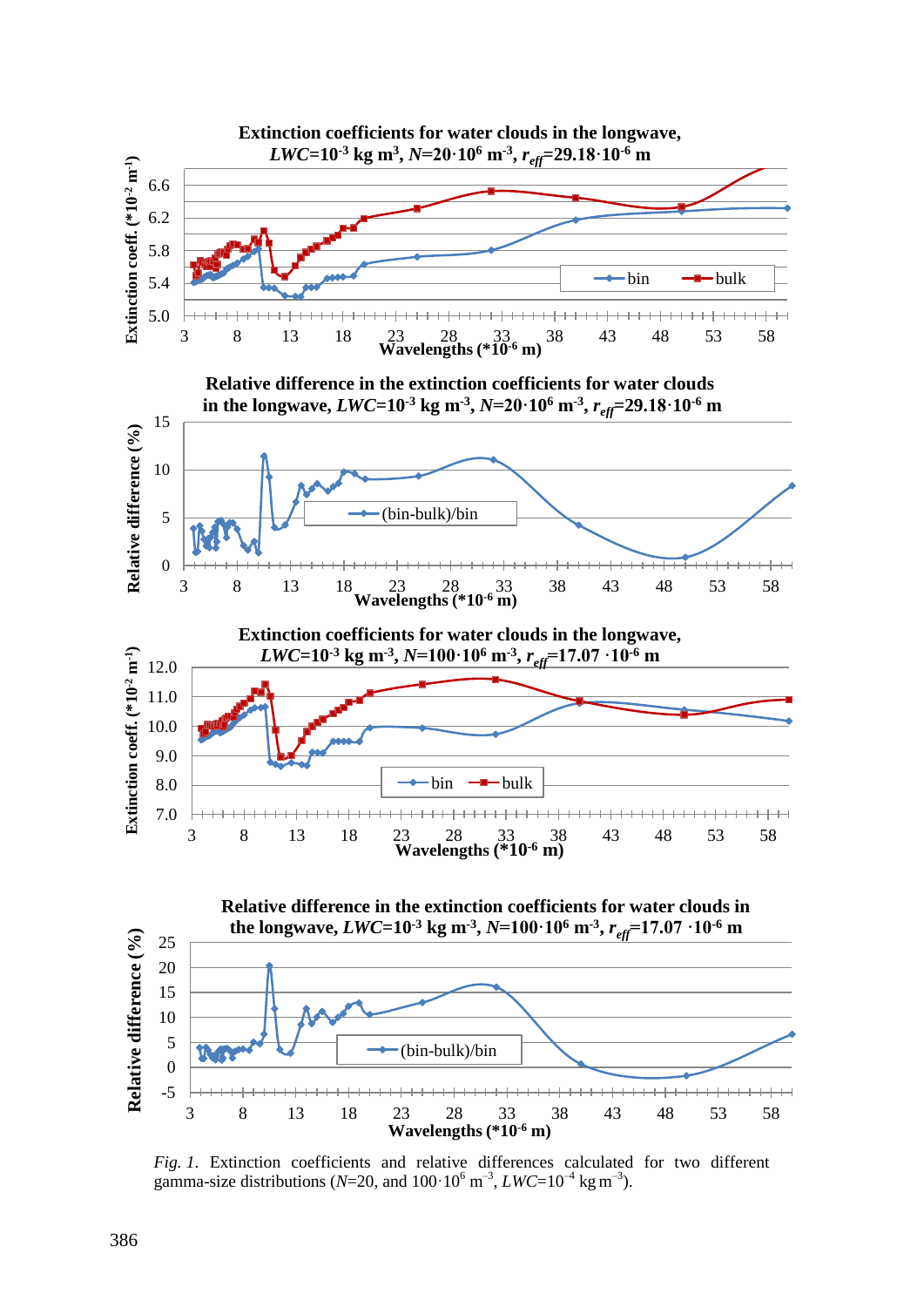*Fig. 1*. Extinction coefficients and relative differences calculated for two different gamma-size distributions ($N$=20, and $100 \cdot 10^6$ m$^{-3}$, $LWC=10^{-4}$ kg m$^{-3}$).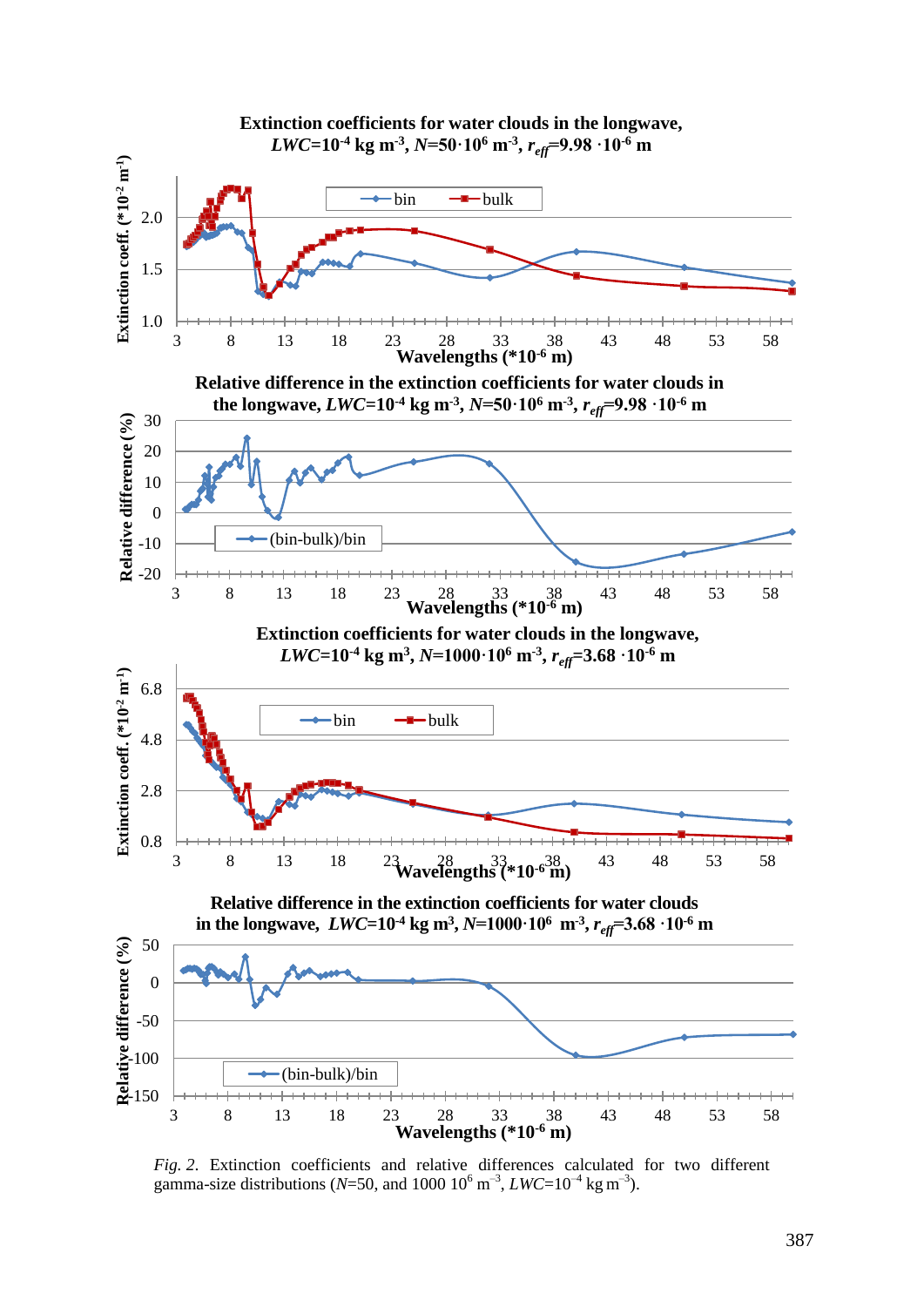*Fig. 2.* Extinction coefficients and relative differences calculated for two different gamma-size distributions ($N$=50, and 1000 $10^6$ $m^{-3}$, $LWC$=$10^{-4}$ kg $m^{-3}$).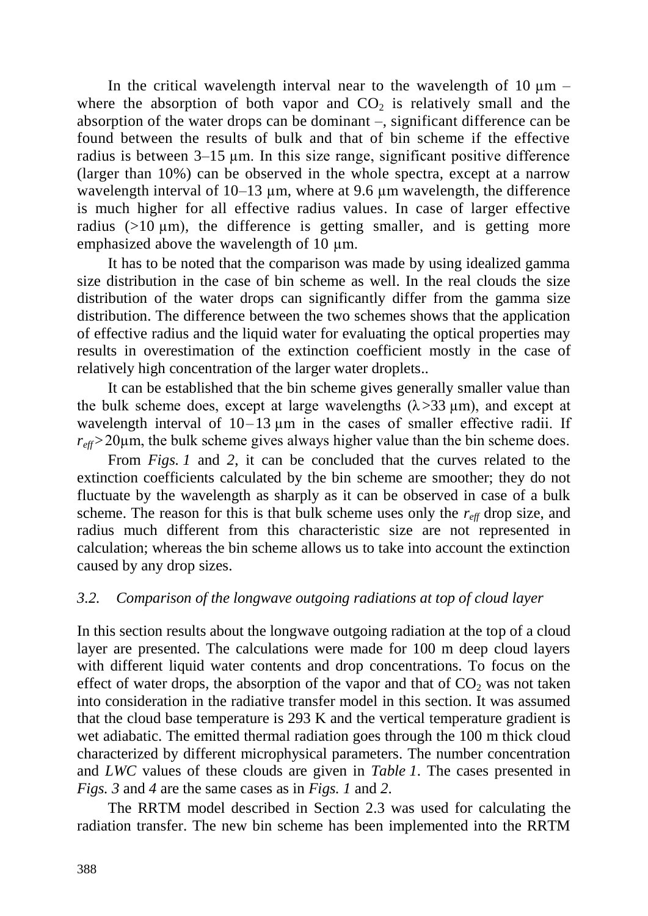In the critical wavelength interval near to the wavelength of 10 μm – where the absorption of both vapor and $CO_2$ is relatively small and the absorption of the water drops can be dominant –, significant difference can be found between the results of bulk and that of bin scheme if the effective radius is between 3–15 μm. In this size range, significant positive difference (larger than 10%) can be observed in the whole spectra, except at a narrow wavelength interval of 10–13 μm, where at 9.6 μm wavelength, the difference is much higher for all effective radius values. In case of larger effective radius (>10 μm), the difference is getting smaller, and is getting more emphasized above the wavelength of 10 μm.

It has to be noted that the comparison was made by using idealized gamma size distribution in the case of bin scheme as well. In the real clouds the size distribution of the water drops can significantly differ from the gamma size distribution. The difference between the two schemes shows that the application of effective radius and the liquid water for evaluating the optical properties may results in overestimation of the extinction coefficient mostly in the case of relatively high concentration of the larger water droplets..

It can be established that the bin scheme gives generally smaller value than the bulk scheme does, except at large wavelengths ($\lambda$>33 μm), and except at wavelength interval of 10 – 13 μm in the cases of smaller effective radii. If $r_{eff}$>20μm, the bulk scheme gives always higher value than the bin scheme does.

From *Figs. 1* and *2*, it can be concluded that the curves related to the extinction coefficients calculated by the bin scheme are smoother; they do not fluctuate by the wavelength as sharply as it can be observed in case of a bulk scheme. The reason for this is that bulk scheme uses only the $r_{eff}$ drop size, and radius much different from this characteristic size are not represented in calculation; whereas the bin scheme allows us to take into account the extinction caused by any drop sizes.

### *3.2. Comparison of the longwave outgoing radiations at top of cloud layer*

In this section results about the longwave outgoing radiation at the top of a cloud layer are presented. The calculations were made for 100 m deep cloud layers with different liquid water contents and drop concentrations. To focus on the effect of water drops, the absorption of the vapor and that of $CO_2$ was not taken into consideration in the radiative transfer model in this section. It was assumed that the cloud base temperature is 293 K and the vertical temperature gradient is wet adiabatic. The emitted thermal radiation goes through the 100 m thick cloud characterized by different microphysical parameters. The number concentration and *LWC* values of these clouds are given in *Table 1*. The cases presented in *Figs. 3* and *4* are the same cases as in *Figs. 1* and *2*.

The RRTM model described in Section 2.3 was used for calculating the radiation transfer. The new bin scheme has been implemented into the RRTM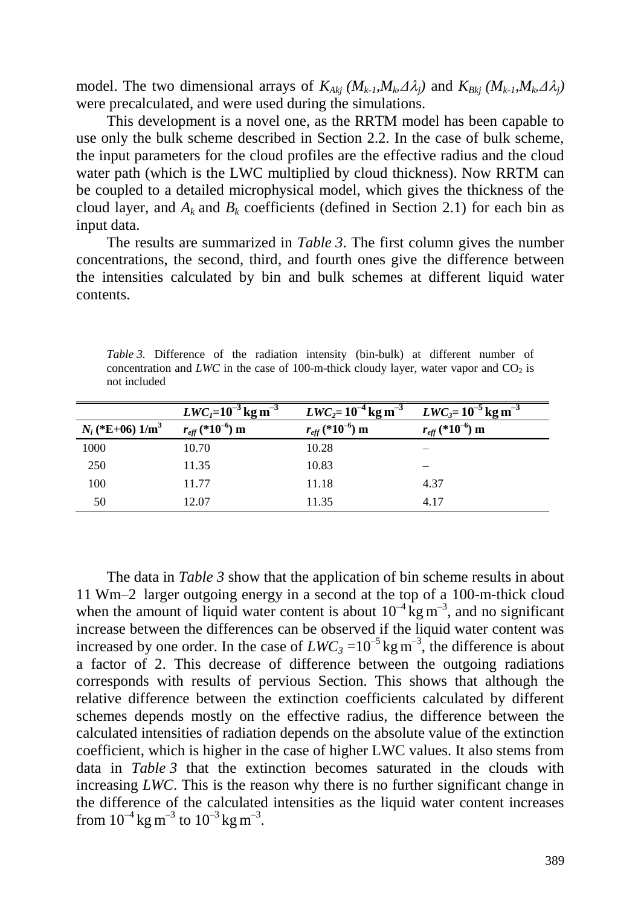model. The two dimensional arrays of $K_{Akj}$ $(M_{k-1},M_k,\Delta\lambda_j)$ and $K_{Bkj}$ $(M_{k-1},M_k,\Delta\lambda_j)$ were precalculated, and were used during the simulations.

This development is a novel one, as the RRTM model has been capable to use only the bulk scheme described in Section 2.2. In the case of bulk scheme, the input parameters for the cloud profiles are the effective radius and the cloud water path (which is the LWC multiplied by cloud thickness). Now RRTM can be coupled to a detailed microphysical model, which gives the thickness of the cloud layer, and $A_k$ and $B_k$ coefficients (defined in Section 2.1) for each bin as input data.

The results are summarized in *Table 3*. The first column gives the number concentrations, the second, third, and fourth ones give the difference between the intensities calculated by bin and bulk schemes at different liquid water contents.

*Table 3.* Difference of the radiation intensity (bin-bulk) at different number of concentration and *LWC* in the case of 100-m-thick cloudy layer, water vapor and $CO_2$ is not included

| | $LWC_1=10^{-3}$ kg m$^{-3}$ | $LWC_2=10^{-4}$ kg m$^{-3}$ | $LWC_3=10^{-5}$ kg m$^{-3}$ |
|---|---|---|---|
| $N_i$ (*E+06) 1/m$^3$ | $r_{eff}$ (*10$^{-6}$) m | $r_{eff}$ (*10$^{-6}$) m | $r_{eff}$ (*10$^{-6}$) m |
| 1000 | 10.70 | 10.28 | – |
| 250 | 11.35 | 10.83 | – |
| 100 | 11.77 | 11.18 | 4.37 |
| 50 | 12.07 | 11.35 | 4.17 |

The data in *Table 3* show that the application of bin scheme results in about 11 Wm–2 larger outgoing energy in a second at the top of a 100-m-thick cloud when the amount of liquid water content is about $10^{-4}$ kg m$^{-3}$, and no significant increase between the differences can be observed if the liquid water content was increased by one order. In the case of $LWC_3 = 10^{-5}$ kg m$^{-3}$, the difference is about a factor of 2. This decrease of difference between the outgoing radiations corresponds with results of pervious Section. This shows that although the relative difference between the extinction coefficients calculated by different schemes depends mostly on the effective radius, the difference between the calculated intensities of radiation depends on the absolute value of the extinction coefficient, which is higher in the case of higher LWC values. It also stems from data in *Table 3* that the extinction becomes saturated in the clouds with increasing *LWC*. This is the reason why there is no further significant change in the difference of the calculated intensities as the liquid water content increases from $10^{-4}$ kg m$^{-3}$ to $10^{-3}$ kg m$^{-3}$.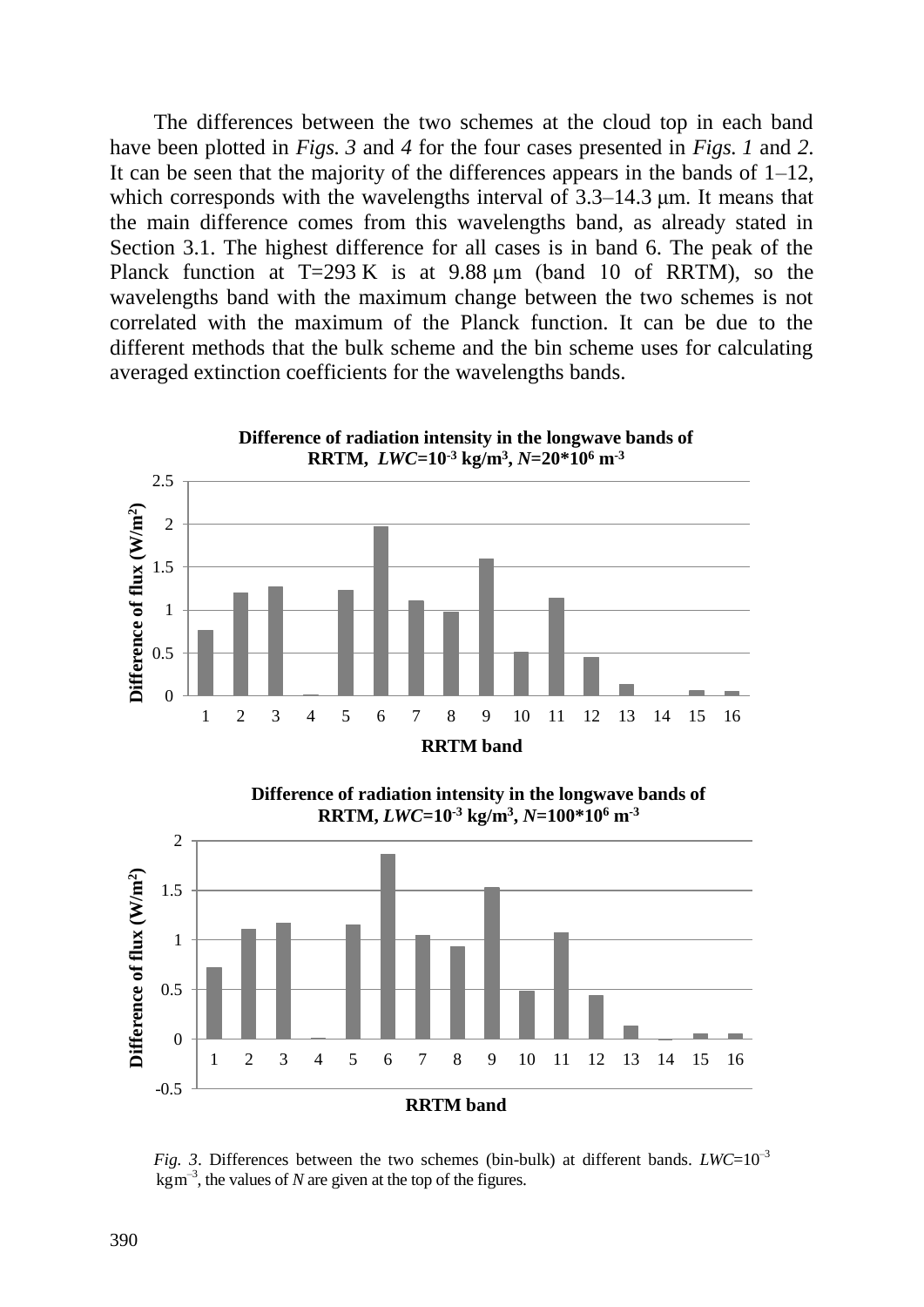The differences between the two schemes at the cloud top in each band have been plotted in *Figs. 3* and *4* for the four cases presented in *Figs. 1* and *2*. It can be seen that the majority of the differences appears in the bands of 1–12, which corresponds with the wavelengths interval of 3.3–14.3 μm. It means that the main difference comes from this wavelengths band, as already stated in Section 3.1. The highest difference for all cases is in band 6. The peak of the Planck function at T=293 K is at 9.88 μm (band 10 of RRTM), so the wavelengths band with the maximum change between the two schemes is not correlated with the maximum of the Planck function. It can be due to the different methods that the bulk scheme and the bin scheme uses for calculating averaged extinction coefficients for the wavelengths bands.

*Fig. 3*. Differences between the two schemes (bin-bulk) at different bands. $LWC=10^{-3}$ kgm$^{-3}$, the values of *N* are given at the top of the figures.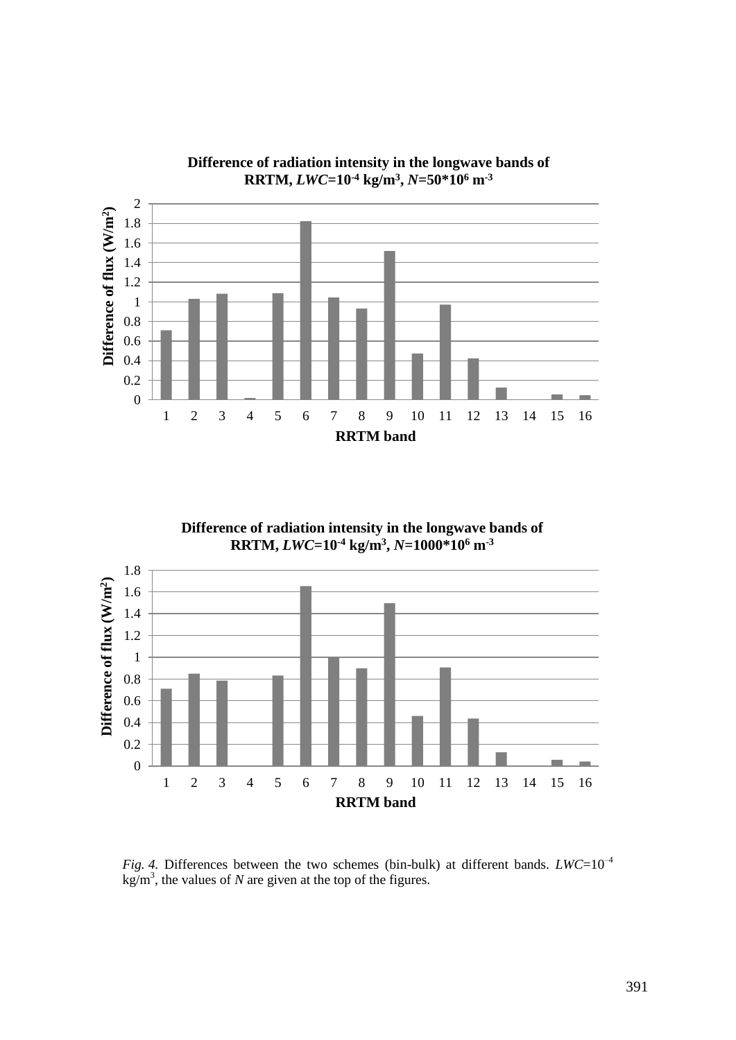**Difference of radiation intensity in the longwave bands of RRTM, $LWC$=$10^{-4}$ kg/m$^3$, $N$=$50*10^6$ m$^{-3}$**

**Difference of radiation intensity in the longwave bands of RRTM, $LWC$=$10^{-4}$ kg/m$^3$, $N$=$1000*10^6$ m$^{-3}$**

*Fig. 4.* Differences between the two schemes (bin-bulk) at different bands. $LWC$=$10^{-4}$ kg/m$^3$, the values of $N$ are given at the top of the figures.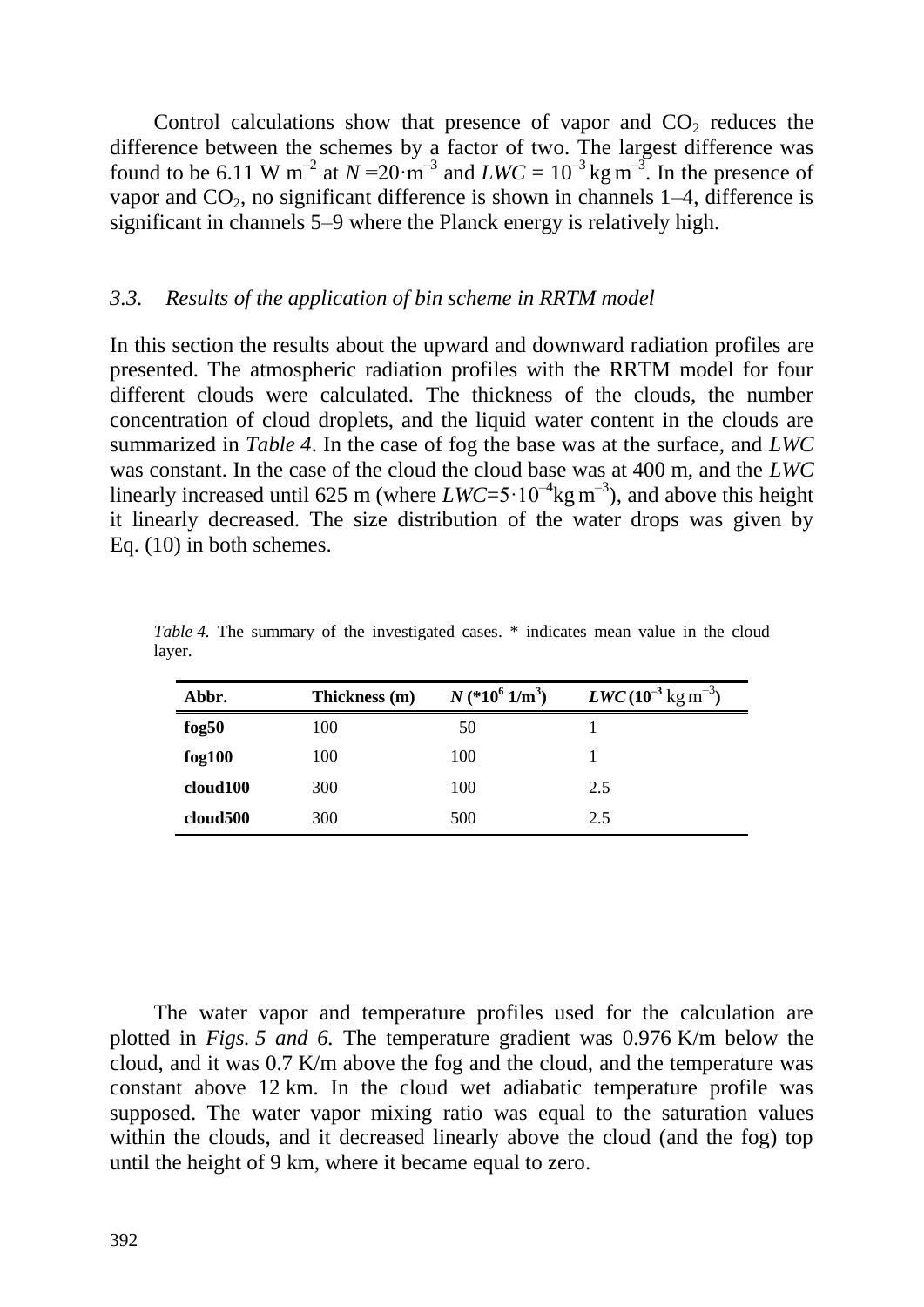Control calculations show that presence of vapor and $CO_2$ reduces the difference between the schemes by a factor of two. The largest difference was found to be 6.11 W m$^{-2}$ at $N$ =20·m$^{-3}$ and $LWC$ = 10$^{-3}$ kg m$^{-3}$. In the presence of vapor and $CO_2$, no significant difference is shown in channels 1–4, difference is significant in channels 5–9 where the Planck energy is relatively high.

### *3.3. Results of the application of bin scheme in RRTM model*

In this section the results about the upward and downward radiation profiles are presented. The atmospheric radiation profiles with the RRTM model for four different clouds were calculated. The thickness of the clouds, the number concentration of cloud droplets, and the liquid water content in the clouds are summarized in *Table 4*. In the case of fog the base was at the surface, and *LWC* was constant. In the case of the cloud the cloud base was at 400 m, and the *LWC* linearly increased until 625 m (where $LWC$=5·10$^{-4}$kg m$^{-3}$), and above this height it linearly decreased. The size distribution of the water drops was given by Eq. (10) in both schemes.

*Table 4.* The summary of the investigated cases. * indicates mean value in the cloud layer.

| Abbr. | Thickness (m) | $N$ (*10$^6$ 1/m$^3$) | $LWC$ (10$^{-3}$ kg m$^{-3}$) |
|---|---|---|---|
| **fog50** | 100 | 50 | 1 |
| **fog100** | 100 | 100 | 1 |
| **cloud100** | 300 | 100 | 2.5 |
| **cloud500** | 300 | 500 | 2.5 |

The water vapor and temperature profiles used for the calculation are plotted in *Figs. 5 and 6.* The temperature gradient was 0.976 K/m below the cloud, and it was 0.7 K/m above the fog and the cloud, and the temperature was constant above 12 km. In the cloud wet adiabatic temperature profile was supposed. The water vapor mixing ratio was equal to the saturation values within the clouds, and it decreased linearly above the cloud (and the fog) top until the height of 9 km, where it became equal to zero.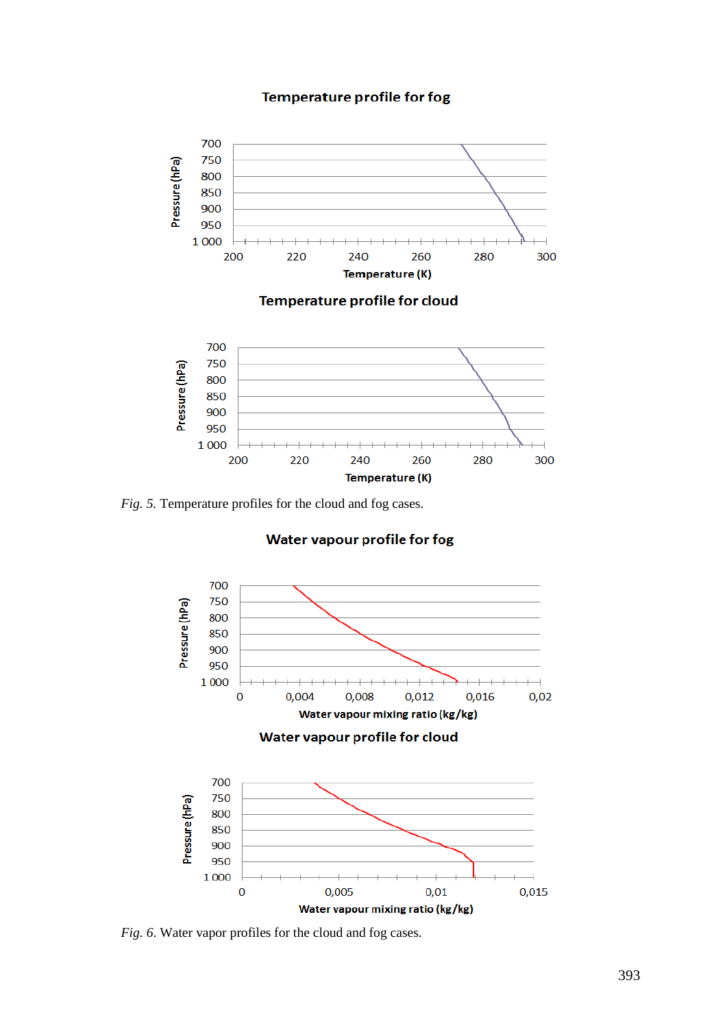*Fig. 5.* Temperature profiles for the cloud and fog cases.

*Fig. 6.* Water vapor profiles for the cloud and fog cases.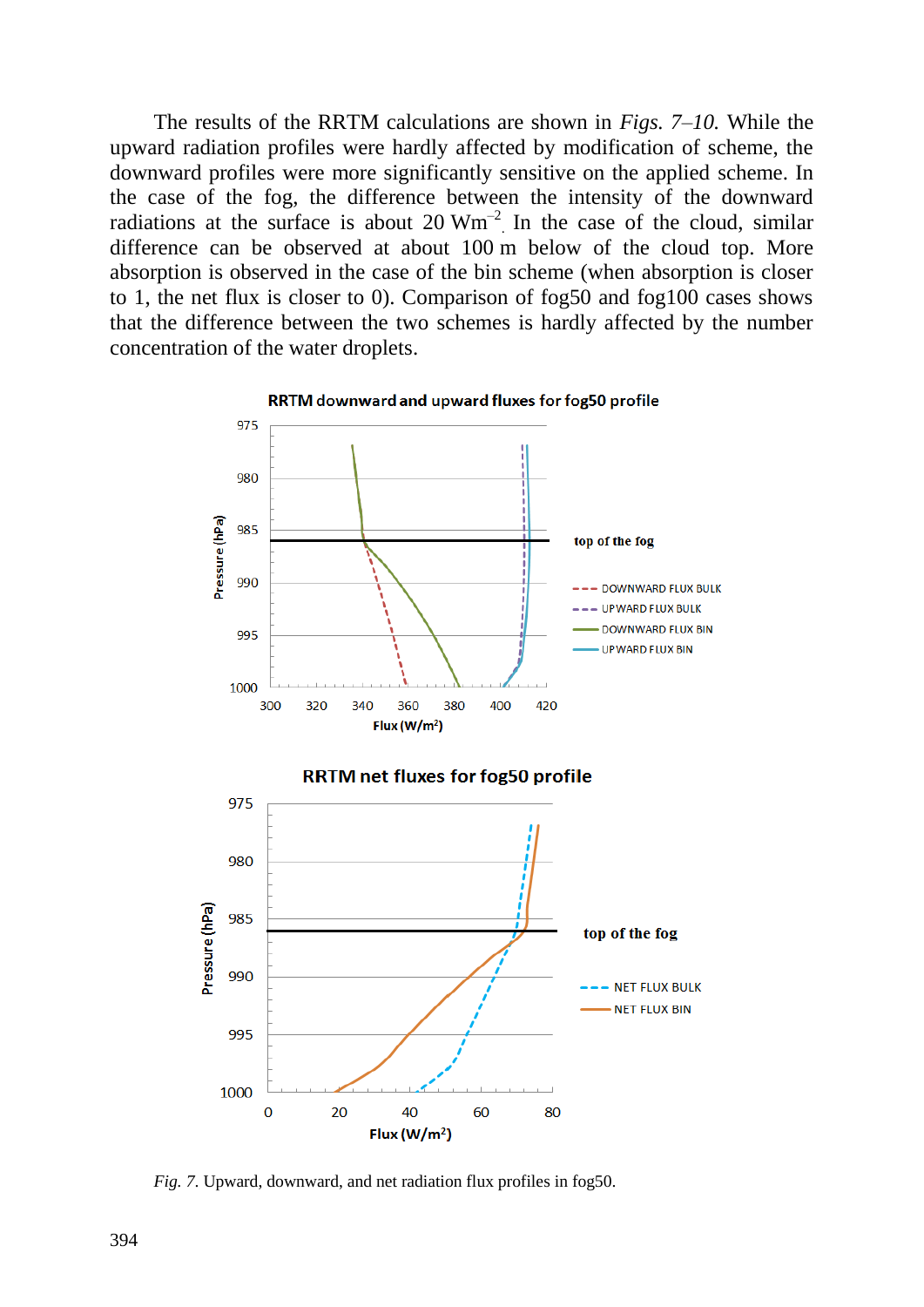The results of the RRTM calculations are shown in *Figs. 7–10*. While the upward radiation profiles were hardly affected by modification of scheme, the downward profiles were more significantly sensitive on the applied scheme. In the case of the fog, the difference between the intensity of the downward radiations at the surface is about 20 $Wm^{-2}$. In the case of the cloud, similar difference can be observed at about 100 m below of the cloud top. More absorption is observed in the case of the bin scheme (when absorption is closer to 1, the net flux is closer to 0). Comparison of fog50 and fog100 cases shows that the difference between the two schemes is hardly affected by the number concentration of the water droplets.

*Fig. 7*. Upward, downward, and net radiation flux profiles in fog50.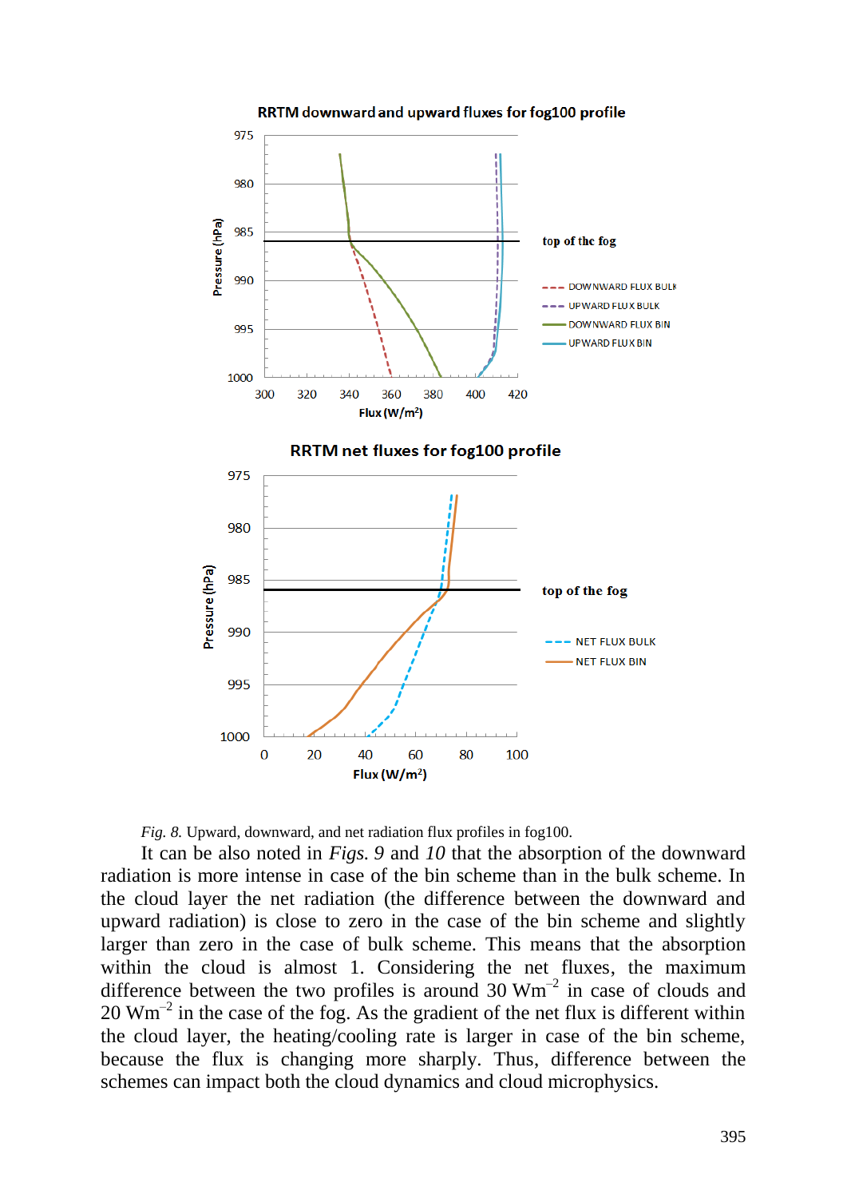*Fig. 8.* Upward, downward, and net radiation flux profiles in fog100.

It can be also noted in *Figs. 9* and *10* that the absorption of the downward radiation is more intense in case of the bin scheme than in the bulk scheme. In the cloud layer the net radiation (the difference between the downward and upward radiation) is close to zero in the case of the bin scheme and slightly larger than zero in the case of bulk scheme. This means that the absorption within the cloud is almost 1. Considering the net fluxes, the maximum difference between the two profiles is around 30 $Wm^{-2}$ in case of clouds and 20 $Wm^{-2}$ in the case of the fog. As the gradient of the net flux is different within the cloud layer, the heating/cooling rate is larger in case of the bin scheme, because the flux is changing more sharply. Thus, difference between the schemes can impact both the cloud dynamics and cloud microphysics.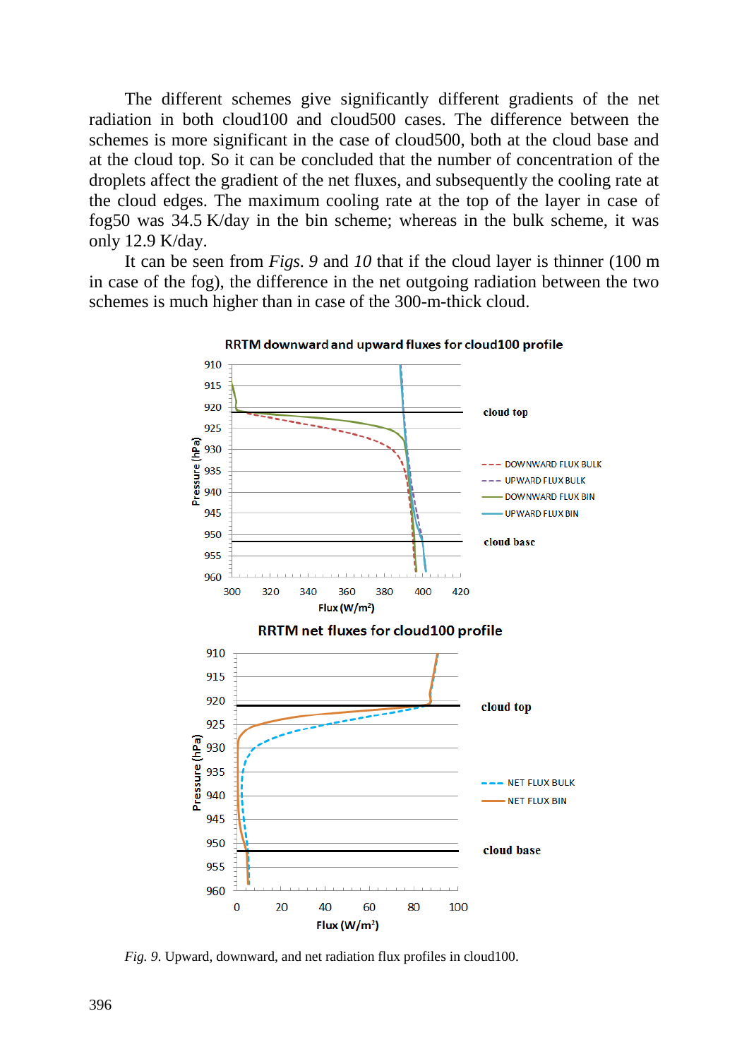The different schemes give significantly different gradients of the net radiation in both cloud100 and cloud500 cases. The difference between the schemes is more significant in the case of cloud500, both at the cloud base and at the cloud top. So it can be concluded that the number of concentration of the droplets affect the gradient of the net fluxes, and subsequently the cooling rate at the cloud edges. The maximum cooling rate at the top of the layer in case of fog50 was 34.5 K/day in the bin scheme; whereas in the bulk scheme, it was only 12.9 K/day.

It can be seen from *Figs. 9* and *10* that if the cloud layer is thinner (100 m in case of the fog), the difference in the net outgoing radiation between the two schemes is much higher than in case of the 300-m-thick cloud.

*Fig. 9.* Upward, downward, and net radiation flux profiles in cloud100.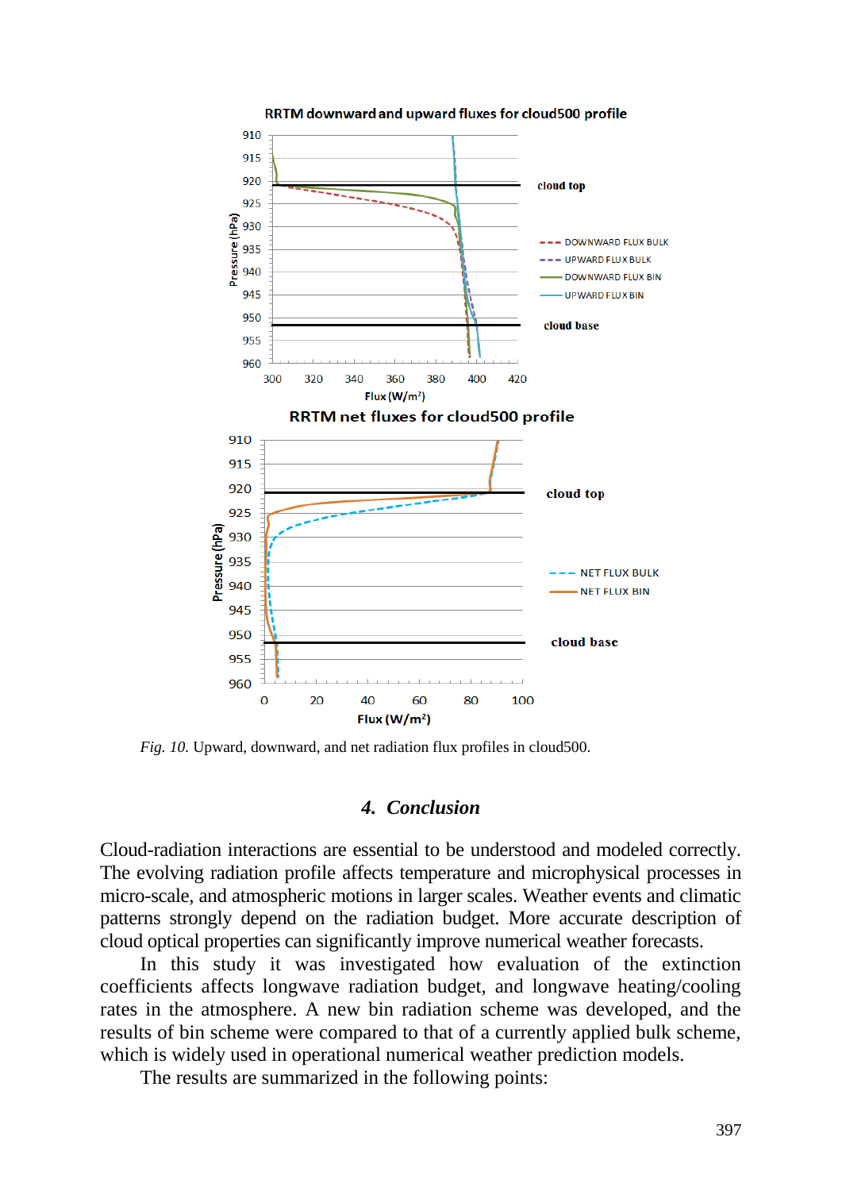Fig. 10. Upward, downward, and net radiation flux profiles in cloud500.

## 4. Conclusion

Cloud-radiation interactions are essential to be understood and modeled correctly. The evolving radiation profile affects temperature and microphysical processes in micro-scale, and atmospheric motions in larger scales. Weather events and climatic patterns strongly depend on the radiation budget. More accurate description of cloud optical properties can significantly improve numerical weather forecasts.

In this study it was investigated how evaluation of the extinction coefficients affects longwave radiation budget, and longwave heating/cooling rates in the atmosphere. A new bin radiation scheme was developed, and the results of bin scheme were compared to that of a currently applied bulk scheme, which is widely used in operational numerical weather prediction models.

The results are summarized in the following points: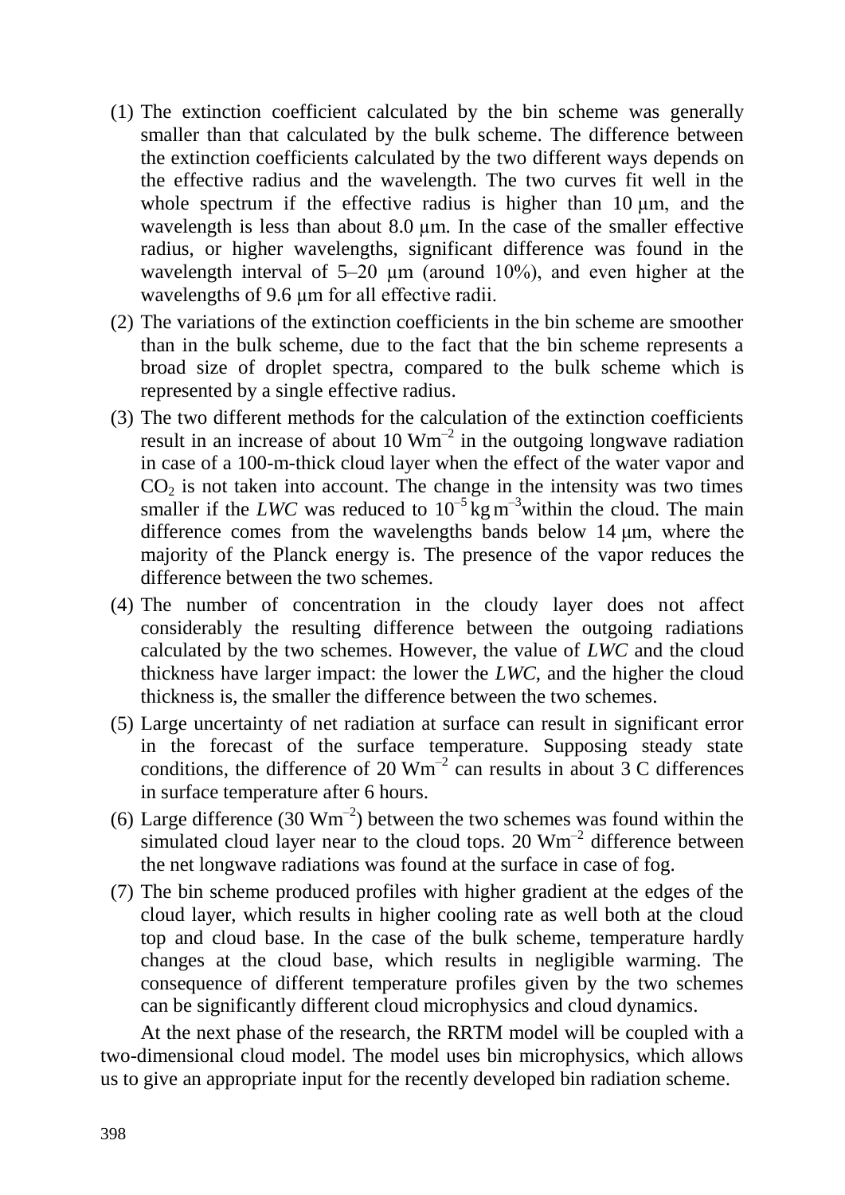1. The extinction coefficient calculated by the bin scheme was generally smaller than that calculated by the bulk scheme. The difference between the extinction coefficients calculated by the two different ways depends on the effective radius and the wavelength. The two curves fit well in the whole spectrum if the effective radius is higher than 10 μm, and the wavelength is less than about 8.0 μm. In the case of the smaller effective radius, or higher wavelengths, significant difference was found in the wavelength interval of 5–20 μm (around 10%), and even higher at the wavelengths of 9.6 μm for all effective radii.
2. The variations of the extinction coefficients in the bin scheme are smoother than in the bulk scheme, due to the fact that the bin scheme represents a broad size of droplet spectra, compared to the bulk scheme which is represented by a single effective radius.
3. The two different methods for the calculation of the extinction coefficients result in an increase of about 10 $Wm^{-2}$ in the outgoing longwave radiation in case of a 100-m-thick cloud layer when the effect of the water vapor and $CO_2$ is not taken into account. The change in the intensity was two times smaller if the *LWC* was reduced to $10^{-5}$ kg $m^{-3}$within the cloud. The main difference comes from the wavelengths bands below 14 μm, where the majority of the Planck energy is. The presence of the vapor reduces the difference between the two schemes.
4. The number of concentration in the cloudy layer does not affect considerably the resulting difference between the outgoing radiations calculated by the two schemes. However, the value of *LWC* and the cloud thickness have larger impact: the lower the *LWC*, and the higher the cloud thickness is, the smaller the difference between the two schemes.
5. Large uncertainty of net radiation at surface can result in significant error in the forecast of the surface temperature. Supposing steady state conditions, the difference of 20 $Wm^{-2}$ can results in about 3 C differences in surface temperature after 6 hours.
6. Large difference (30 $Wm^{-2}$) between the two schemes was found within the simulated cloud layer near to the cloud tops. 20 $Wm^{-2}$ difference between the net longwave radiations was found at the surface in case of fog.
7. The bin scheme produced profiles with higher gradient at the edges of the cloud layer, which results in higher cooling rate as well both at the cloud top and cloud base. In the case of the bulk scheme, temperature hardly changes at the cloud base, which results in negligible warming. The consequence of different temperature profiles given by the two schemes can be significantly different cloud microphysics and cloud dynamics.

At the next phase of the research, the RRTM model will be coupled with a two-dimensional cloud model. The model uses bin microphysics, which allows us to give an appropriate input for the recently developed bin radiation scheme.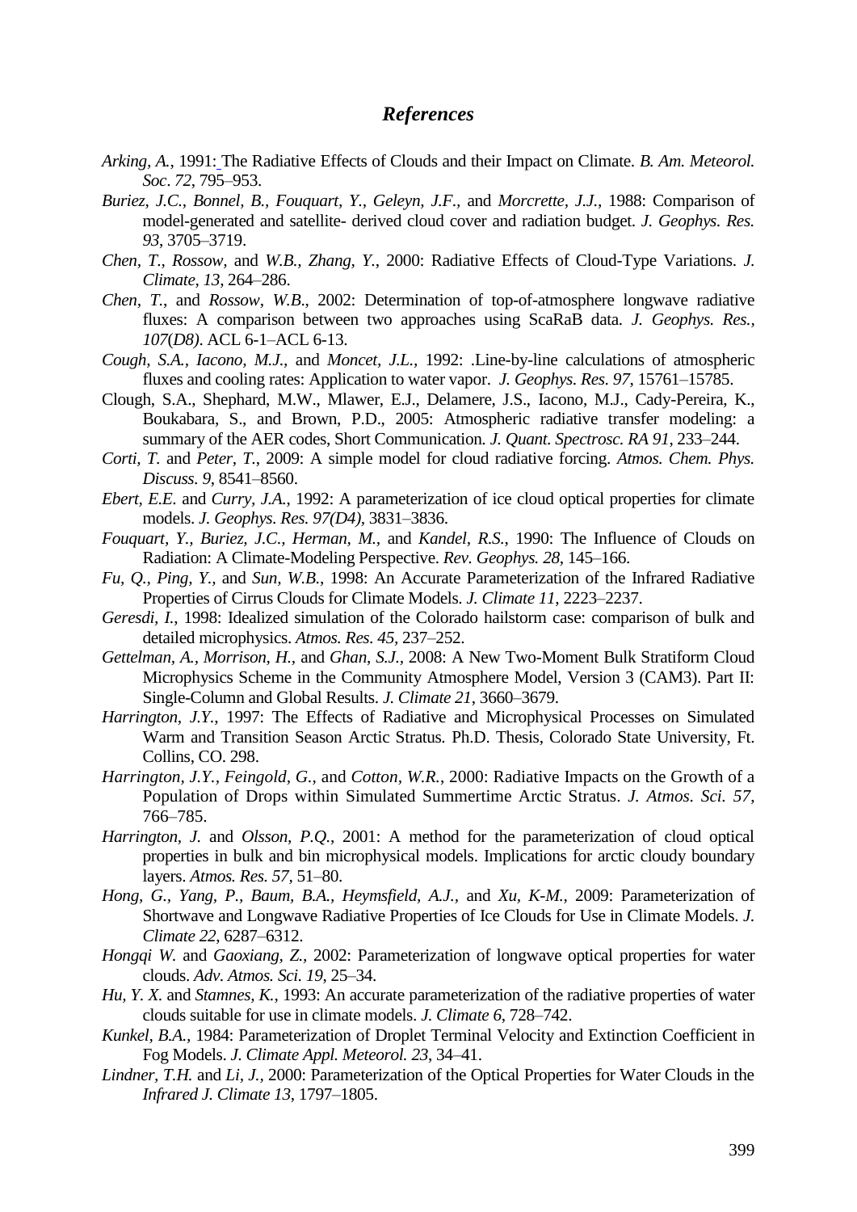## *References*

*Arking, A.*, 1991: The Radiative Effects of Clouds and their Impact on Climate. *B. Am. Meteorol. Soc*. *72*, 795–953.

*Buriez, J.C., Bonnel, B., Fouquart, Y., Geleyn, J.F.*, and *Morcrette, J.J.*, 1988: Comparison of model-generated and satellite- derived cloud cover and radiation budget. *J. Geophys. Res. 93*, 3705–3719.

*Chen, T., Rossow*, and *W.B., Zhang, Y.*, 2000: Radiative Effects of Cloud-Type Variations. *J. Climate*, *13*, 264–286.

*Chen, T.*, and *Rossow, W.B*., 2002: Determination of top-of-atmosphere longwave radiative fluxes: A comparison between two approaches using ScaRaB data. *J. Geophys. Res., 107*(*D8)*. ACL 6-1–ACL 6-13.

*Cough, S.A., Iacono, M.J.*, and *Moncet, J.L.*, 1992: .Line-by-line calculations of atmospheric fluxes and cooling rates: Application to water vapor. *J. Geophys. Res. 97*, 15761–15785.

Clough, S.A., Shephard, M.W., Mlawer, E.J., Delamere, J.S., Iacono, M.J., Cady-Pereira, K., Boukabara, S., and Brown, P.D., 2005: Atmospheric radiative transfer modeling: a summary of the AER codes, Short Communication. *J. Quant. Spectrosc. RA 91*, 233–244.

*Corti, T*. and *Peter, T*., 2009: A simple model for cloud radiative forcing. *Atmos. Chem. Phys. Discuss. 9*, 8541–8560.

*Ebert, E.E.* and *Curry, J.A.*, 1992: A parameterization of ice cloud optical properties for climate models. *J. Geophys. Res. 97(D4),* 3831–3836.

*Fouquart, Y., Buriez, J.C., Herman, M.*, and *Kandel, R.S.*, 1990: The Influence of Clouds on Radiation: A Climate-Modeling Perspective. *Rev. Geophys. 28*, 145–166.

*Fu, Q., Ping, Y.*, and *Sun, W.B*., 1998: An Accurate Parameterization of the Infrared Radiative Properties of Cirrus Clouds for Climate Models. *J. Climate 11*, 2223–2237.

*Geresdi, I.*, 1998: Idealized simulation of the Colorado hailstorm case: comparison of bulk and detailed microphysics. *Atmos. Res. 45,* 237–252.

*Gettelman, A., Morrison, H.,* and *Ghan, S.J.,* 2008: A New Two-Moment Bulk Stratiform Cloud Microphysics Scheme in the Community Atmosphere Model, Version 3 (CAM3). Part II: Single-Column and Global Results. *J. Climate 21*, 3660–3679.

*Harrington, J.Y.*, 1997: The Effects of Radiative and Microphysical Processes on Simulated Warm and Transition Season Arctic Stratus. Ph.D. Thesis, Colorado State University, Ft. Collins, CO. 298.

*Harrington, J.Y., Feingold, G.*, and *Cotton, W.R.*, 2000: Radiative Impacts on the Growth of a Population of Drops within Simulated Summertime Arctic Stratus. *J. Atmos. Sci. 57*, 766–785.

*Harrington, J.* and *Olsson, P.Q.*, 2001: A method for the parameterization of cloud optical properties in bulk and bin microphysical models. Implications for arctic cloudy boundary layers. *Atmos. Res. 57,* 51–80.

*Hong, G., Yang, P., Baum, B.A., Heymsfield, A.J.,* and *Xu, K-M.,* 2009: Parameterization of Shortwave and Longwave Radiative Properties of Ice Clouds for Use in Climate Models. *J. Climate 22*, 6287–6312.

*Hongqi W.* and *Gaoxiang, Z.,* 2002: Parameterization of longwave optical properties for water clouds. *Adv. Atmos. Sci. 19*, 25–34.

*Hu, Y. X.* and *Stamnes, K.*, 1993: An accurate parameterization of the radiative properties of water clouds suitable for use in climate models. *J. Climate 6*, 728–742.

*Kunkel, B.A.*, 1984: Parameterization of Droplet Terminal Velocity and Extinction Coefficient in Fog Models. *J. Climate Appl. Meteorol. 23*, 34–41.

*Lindner, T.H.* and *Li, J.*, 2000: Parameterization of the Optical Properties for Water Clouds in the *Infrared J. Climate 13*, 1797–1805.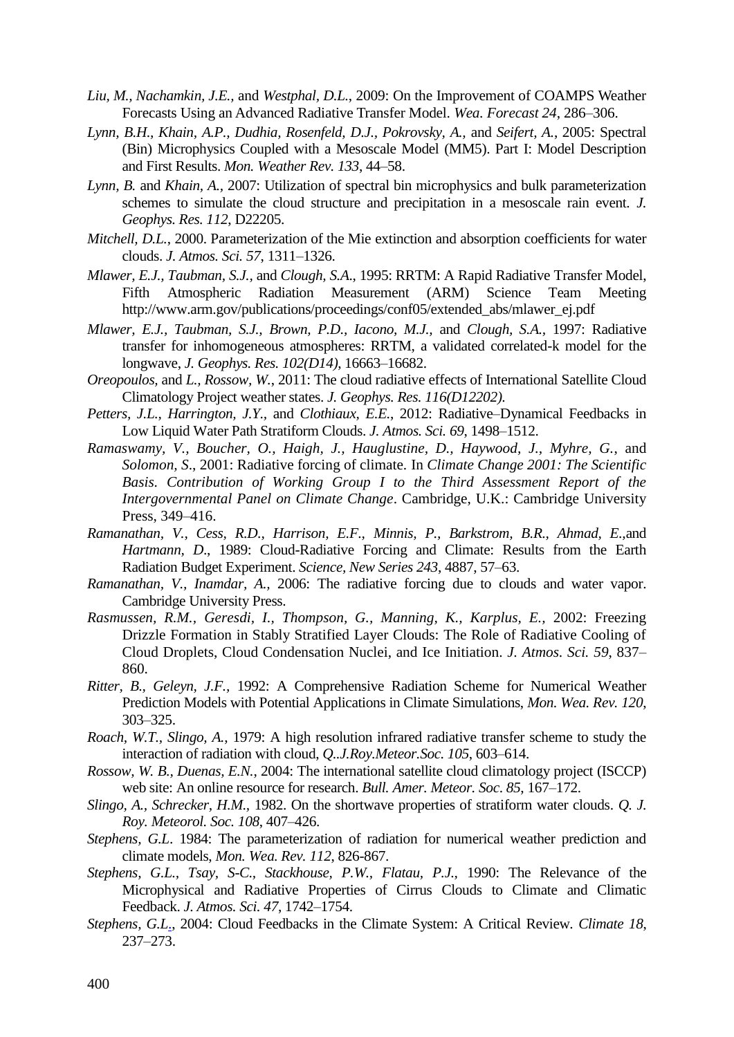*Liu, M., Nachamkin, J.E.,* and *Westphal, D.L.*, 2009: On the Improvement of COAMPS Weather Forecasts Using an Advanced Radiative Transfer Model. *Wea. Forecast 24*, 286–306.

*Lynn, B.H., Khain, A.P., Dudhia, Rosenfeld, D.J., Pokrovsky, A.,* and *Seifert, A.*, 2005: Spectral (Bin) Microphysics Coupled with a Mesoscale Model (MM5). Part I: Model Description and First Results. *Mon. Weather Rev. 133*, 44–58.

*Lynn, B.* and *Khain, A.*, 2007: Utilization of spectral bin microphysics and bulk parameterization schemes to simulate the cloud structure and precipitation in a mesoscale rain event. *J. Geophys. Res. 112*, D22205.

*Mitchell, D.L.*, 2000. Parameterization of the Mie extinction and absorption coefficients for water clouds. *J. Atmos. Sci. 57*, 1311–1326.

*Mlawer, E.J., Taubman, S.J.,* and *Clough, S.A.*, 1995: RRTM: A Rapid Radiative Transfer Model, Fifth Atmospheric Radiation Measurement (ARM) Science Team Meeting http://www.arm.gov/publications/proceedings/conf05/extended_abs/mlawer_ej.pdf

*Mlawer, E.J., Taubman, S.J., Brown, P.D., Iacono, M.J.,* and *Clough, S.A.*, 1997: Radiative transfer for inhomogeneous atmospheres: RRTM, a validated correlated-k model for the longwave, *J. Geophys. Res. 102(D14)*, 16663–16682.

*Oreopoulos,* and *L., Rossow, W.*, 2011: The cloud radiative effects of International Satellite Cloud Climatology Project weather states. *J. Geophys. Res. 116(D12202).*

*Petters, J.L., Harrington, J.Y.,* and *Clothiaux, E.E.*, 2012: Radiative–Dynamical Feedbacks in Low Liquid Water Path Stratiform Clouds. *J. Atmos. Sci. 69*, 1498–1512.

*Ramaswamy, V., Boucher, O., Haigh, J., Hauglustine, D., Haywood, J., Myhre, G.*, and *Solomon, S*., 2001: Radiative forcing of climate. In *Climate Change 2001: The Scientific Basis. Contribution of Working Group I to the Third Assessment Report of the Intergovernmental Panel on Climate Change*. Cambridge, U.K.: Cambridge University Press, 349–416.

*Ramanathan, V., Cess, R.D., Harrison, E.F., Minnis, P., Barkstrom, B.R., Ahmad, E.,*and *Hartmann, D*., 1989: Cloud-Radiative Forcing and Climate: Results from the Earth Radiation Budget Experiment. *Science, New Series 243*, 4887, 57–63.

*Ramanathan, V., Inamdar, A.*, 2006: The radiative forcing due to clouds and water vapor. Cambridge University Press.

*Rasmussen, R.M., Geresdi, I., Thompson, G., Manning, K., Karplus, E.*, 2002: Freezing Drizzle Formation in Stably Stratified Layer Clouds: The Role of Radiative Cooling of Cloud Droplets, Cloud Condensation Nuclei, and Ice Initiation. *J. Atmos. Sci. 59*, 837–860.

*Ritter, B., Geleyn, J.F.*, 1992: A Comprehensive Radiation Scheme for Numerical Weather Prediction Models with Potential Applications in Climate Simulations, *Mon. Wea. Rev. 120*, 303–325.

*Roach, W.T., Slingo, A.*, 1979: A high resolution infrared radiative transfer scheme to study the interaction of radiation with cloud, *Q..J.Roy.Meteor.Soc. 105*, 603–614.

*Rossow, W. B., Duenas, E.N.*, 2004: The international satellite cloud climatology project (ISCCP) web site: An online resource for research. *Bull. Amer. Meteor. Soc. 85*, 167–172.

*Slingo, A., Schrecker, H.M.*, 1982. On the shortwave properties of stratiform water clouds. *Q. J. Roy. Meteorol. Soc. 108*, 407–426.

*Stephens, G.L*. 1984: The parameterization of radiation for numerical weather prediction and climate models, *Mon. Wea. Rev. 112*, 826-867.

*Stephens, G.L., Tsay, S-C., Stackhouse, P.W., Flatau, P.J.*, 1990: The Relevance of the Microphysical and Radiative Properties of Cirrus Clouds to Climate and Climatic Feedback. *J. Atmos. Sci. 47*, 1742–1754.

*Stephens, G.L.*, 2004: Cloud Feedbacks in the Climate System: A Critical Review. *Climate 18*, 237–273.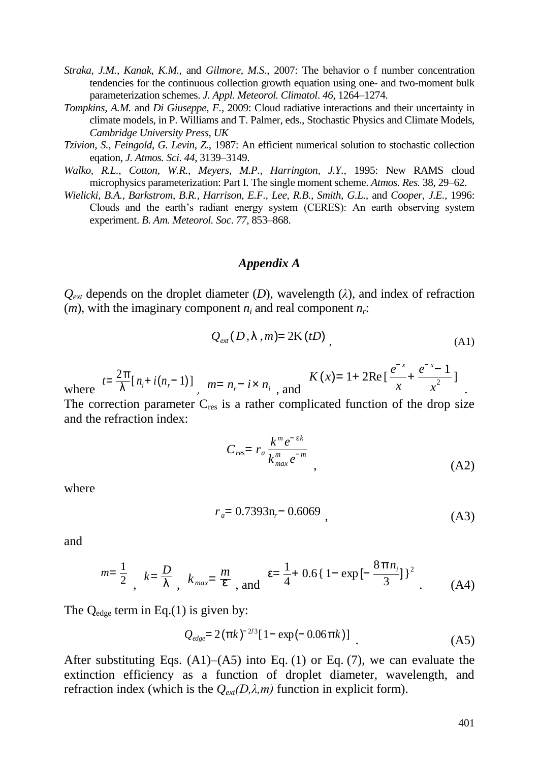*Straka, J.M., Kanak, K.M.,* and *Gilmore, M.S.*, 2007: The behavior o f number concentration tendencies for the continuous collection growth equation using one- and two-moment bulk parameterization schemes. *J. Appl. Meteorol. Climatol*. *46*, 1264–1274.

*Tompkins, A.M.* and *Di Giuseppe, F.*, 2009: Cloud radiative interactions and their uncertainty in climate models, in P. Williams and T. Palmer, eds., Stochastic Physics and Climate Models, *Cambridge University Press, UK*

*Tzivion, S., Feingold, G. Levin, Z.*, 1987: An efficient numerical solution to stochastic collection eqation, *J. Atmos. Sci*. *44*, 3139–3149.

*Walko, R.L., Cotton, W.R., Meyers, M.P., Harrington, J.Y.*, 1995: New RAMS cloud microphysics parameterization: Part I. The single moment scheme. *Atmos. Res.* 38, 29–62.

*Wielicki, B.A., Barkstrom, B.R., Harrison, E.F., Lee, R.B., Smith, G.L.,* and *Cooper, J.E.*, 1996: Clouds and the earth's radiant energy system (CERES): An earth observing system experiment. *B. Am. Meteorol. Soc*. *77*, 853–868.

## *Appendix A*

$Q_{ext}$ depends on the droplet diameter ($D$), wavelength ($\lambda$), and index of refraction ($m$), with the imaginary component $n_i$ and real component $n_r$:

$$Q_{ext}(D,\lambda,m) = 2K(tD) \qquad \text{(A1)}$$

where $t = \frac{2\pi}{\lambda}[n_i + i(n_r - 1)]$, $m = n_r - i \times n_i$, and $K(x) = 1 + 2\mathrm{Re}[\frac{e^{-x}}{x} + \frac{e^{-x} - 1}{x^2}]$.

The correction parameter $C_{res}$ is a rather complicated function of the drop size and the refraction index:

$$C_{res} = r_a \frac{k^m e^{-\varepsilon k}}{k_{max}^m e^{-m}} \qquad \text{(A2)}$$

where

$$r_a = 0.7393 n_r - 0.6069 \qquad \text{(A3)}$$

and

$$m = \frac{1}{2}, \quad k = \frac{D}{\lambda}, \quad k_{max} = \frac{m}{\varepsilon}, \text{ and } \varepsilon = \frac{1}{4} + 0.6\{1 - \exp[-\frac{8\pi n_i}{3}]\}^2. \qquad \text{(A4)}$$

The $Q_{edge}$ term in Eq.(1) is given by:

$$Q_{edge} = 2(\pi k)^{-2/3}[1 - \exp(-0.06\pi k)]. \qquad \text{(A5)}$$

After substituting Eqs. (A1)–(A5) into Eq. (1) or Eq. (7), we can evaluate the extinction efficiency as a function of droplet diameter, wavelength, and refraction index (which is the $Q_{ext}(D,\lambda,m)$ function in explicit form).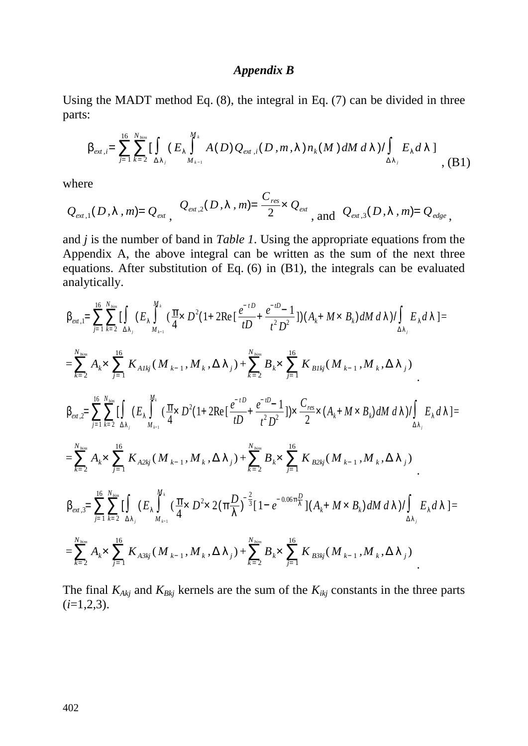## *Appendix B*

Using the MADT method Eq. (8), the integral in Eq. (7) can be divided in three parts:

$$\beta_{ext,i} = \sum_{j=1}^{16} \sum_{k=2}^{N_{bins}} [\int_{\Delta\lambda_j} (E_\lambda \int_{M_{k-1}}^{M_k} A(D) Q_{ext,i}(D,m,\lambda) n_k(M)\, dM\, d\lambda) / \int_{\Delta\lambda_j} E_\lambda\, d\lambda] \quad \text{, (B1)}$$

where

$Q_{ext,1}(D,\lambda,m) = Q_{ext}$ , $Q_{ext,2}(D,\lambda,m) = \dfrac{C_{res}}{2} \times Q_{ext}$ , and $Q_{ext,3}(D,\lambda,m) = Q_{edge}$ ,

and $j$ is the number of band in *Table 1*. Using the appropriate equations from the Appendix A, the above integral can be written as the sum of the next three equations. After substitution of Eq. (6) in (B1), the integrals can be evaluated analytically.

$$\beta_{ext,1} = \sum_{j=1}^{16} \sum_{k=2}^{N_{bins}} [\int_{\Delta\lambda_j} (E_\lambda \int_{M_{k-1}}^{M_k} (\frac{\pi}{4} \times D^2 (1 + 2\mathrm{Re}[\frac{e^{-tD}}{tD} + \frac{e^{-tD} - 1}{t^2 D^2}])(A_k + M \times B_k)\, dM\, d\lambda) / \int_{\Delta\lambda_j} E_\lambda\, d\lambda] =$$

$$= \sum_{k=2}^{N_{bins}} A_k \times \sum_{j=1}^{16} K_{A1kj}(M_{k-1}, M_k, \Delta\lambda_j) + \sum_{k=2}^{N_{bins}} B_k \times \sum_{j=1}^{16} K_{B1kj}(M_{k-1}, M_k, \Delta\lambda_j) \; .$$

$$\beta_{ext,2} = \sum_{j=1}^{16} \sum_{k=2}^{N_{bins}} [\int_{\Delta\lambda_j} (E_\lambda \int_{M_{k-1}}^{M_k} (\frac{\pi}{4} \times D^2 (1 + 2\mathrm{Re}[\frac{e^{-tD}}{tD} + \frac{e^{-tD} - 1}{t^2 D^2}]) \times \frac{C_{res}}{2} \times (A_k + M \times B_k)\, dM\, d\lambda) / \int_{\Delta\lambda_j} E_\lambda\, d\lambda] =$$

$$= \sum_{k=2}^{N_{bins}} A_k \times \sum_{j=1}^{16} K_{A2kj}(M_{k-1}, M_k, \Delta\lambda_j) + \sum_{k=2}^{N_{bins}} B_k \times \sum_{j=1}^{16} K_{B2kj}(M_{k-1}, M_k, \Delta\lambda_j) \; .$$

$$\beta_{ext,3} = \sum_{j=1}^{16} \sum_{k=2}^{N_{bins}} [\int_{\Delta\lambda_j} (E_\lambda \int_{M_{k-1}}^{M_k} (\frac{\pi}{4} \times D^2 \times 2(\pi \frac{D}{\lambda})^{-\frac{2}{3}} [1 - e^{-0.06\pi \frac{D}{\lambda}}](A_k + M \times B_k)\, dM\, d\lambda) / \int_{\Delta\lambda_j} E_\lambda\, d\lambda] =$$

$$= \sum_{k=2}^{N_{bins}} A_k \times \sum_{j=1}^{16} K_{A3kj}(M_{k-1}, M_k, \Delta\lambda_j) + \sum_{k=2}^{N_{bins}} B_k \times \sum_{j=1}^{16} K_{B3kj}(M_{k-1}, M_k, \Delta\lambda_j) \; .$$

The final $K_{Akj}$ and $K_{Bkj}$ kernels are the sum of the $K_{ikj}$ constants in the three parts ($i$=1,2,3).